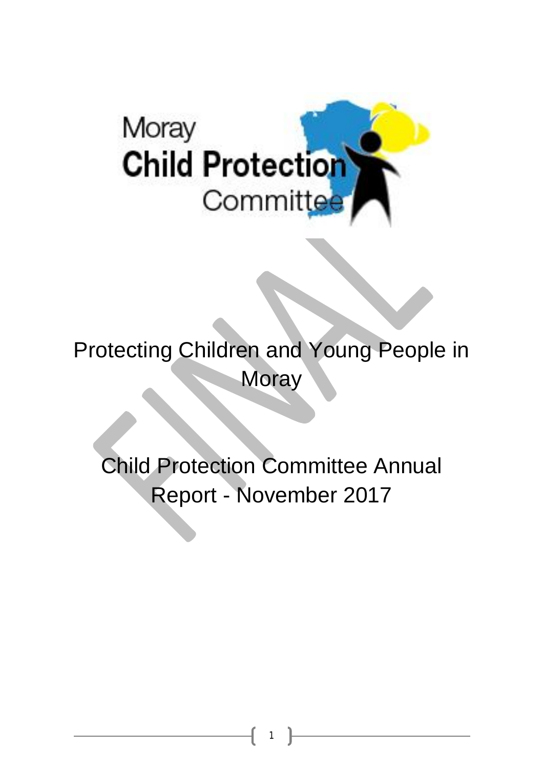Moray **Child Protection** Committee

FINAL

# Protecting Children and Young People in Moray

# Child Protection Committee Annual Report - November 2017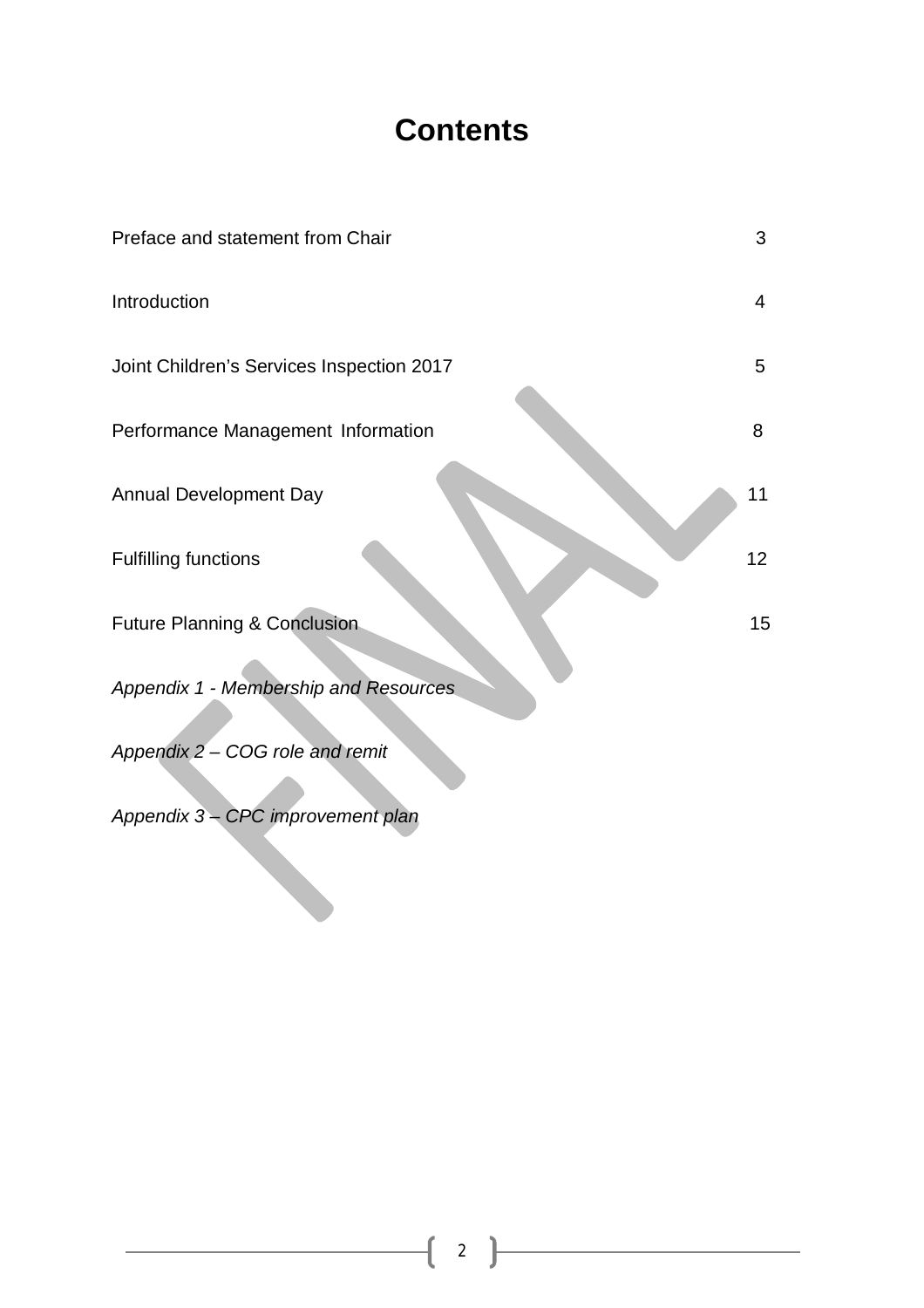# Contents

| | |
|---|---|
| Preface and statement from Chair | 3 |
| Introduction | 4 |
| Joint Children's Services Inspection 2017 | 5 |
| Performance Management Information | 8 |
| Annual Development Day | 11 |
| Fulfilling functions | 12 |
| Future Planning & Conclusion | 15 |
| *Appendix 1 - Membership and Resources* | |
| *Appendix 2 – COG role and remit* | |
| *Appendix 3 – CPC improvement plan* | |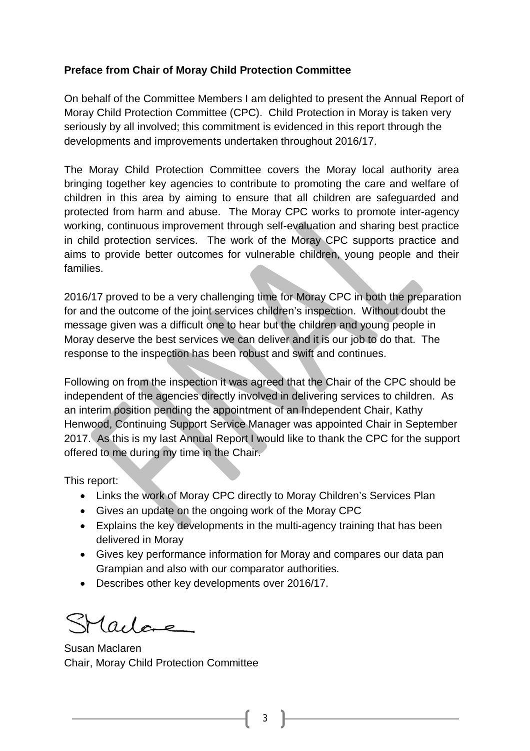**Preface from Chair of Moray Child Protection Committee**

On behalf of the Committee Members I am delighted to present the Annual Report of Moray Child Protection Committee (CPC). Child Protection in Moray is taken very seriously by all involved; this commitment is evidenced in this report through the developments and improvements undertaken throughout 2016/17.

The Moray Child Protection Committee covers the Moray local authority area bringing together key agencies to contribute to promoting the care and welfare of children in this area by aiming to ensure that all children are safeguarded and protected from harm and abuse. The Moray CPC works to promote inter-agency working, continuous improvement through self-evaluation and sharing best practice in child protection services. The work of the Moray CPC supports practice and aims to provide better outcomes for vulnerable children, young people and their families.

2016/17 proved to be a very challenging time for Moray CPC in both the preparation for and the outcome of the joint services children's inspection. Without doubt the message given was a difficult one to hear but the children and young people in Moray deserve the best services we can deliver and it is our job to do that. The response to the inspection has been robust and swift and continues.

Following on from the inspection it was agreed that the Chair of the CPC should be independent of the agencies directly involved in delivering services to children. As an interim position pending the appointment of an Independent Chair, Kathy Henwood, Continuing Support Service Manager was appointed Chair in September 2017. As this is my last Annual Report I would like to thank the CPC for the support offered to me during my time in the Chair.

This report:

- Links the work of Moray CPC directly to Moray Children's Services Plan
- Gives an update on the ongoing work of the Moray CPC
- Explains the key developments in the multi-agency training that has been delivered in Moray
- Gives key performance information for Moray and compares our data pan Grampian and also with our comparator authorities.
- Describes other key developments over 2016/17.

SMaclare

Susan Maclaren
Chair, Moray Child Protection Committee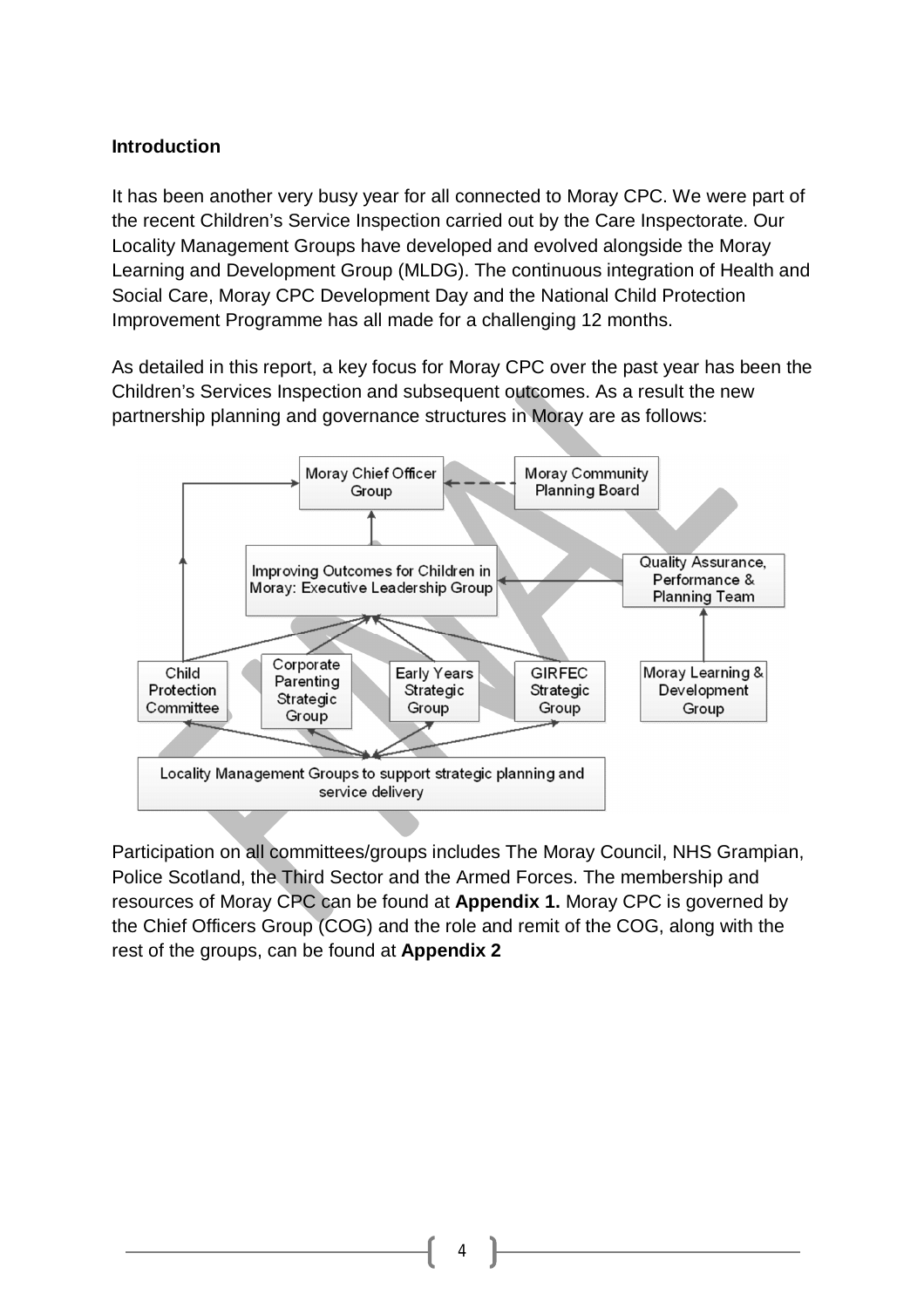**Introduction**

It has been another very busy year for all connected to Moray CPC. We were part of the recent Children's Service Inspection carried out by the Care Inspectorate. Our Locality Management Groups have developed and evolved alongside the Moray Learning and Development Group (MLDG). The continuous integration of Health and Social Care, Moray CPC Development Day and the National Child Protection Improvement Programme has all made for a challenging 12 months.

As detailed in this report, a key focus for Moray CPC over the past year has been the Children's Services Inspection and subsequent outcomes. As a result the new partnership planning and governance structures in Moray are as follows:

- Moray Chief Officer Group
- Moray Community Planning Board
- Improving Outcomes for Children in Moray: Executive Leadership Group
- Quality Assurance, Performance & Planning Team
- Child Protection Committee
- Corporate Parenting Strategic Group
- Early Years Strategic Group
- GIRFEC Strategic Group
- Moray Learning & Development Group
- Locality Management Groups to support strategic planning and service delivery

Participation on all committees/groups includes The Moray Council, NHS Grampian, Police Scotland, the Third Sector and the Armed Forces. The membership and resources of Moray CPC can be found at **Appendix 1.** Moray CPC is governed by the Chief Officers Group (COG) and the role and remit of the COG, along with the rest of the groups, can be found at **Appendix 2**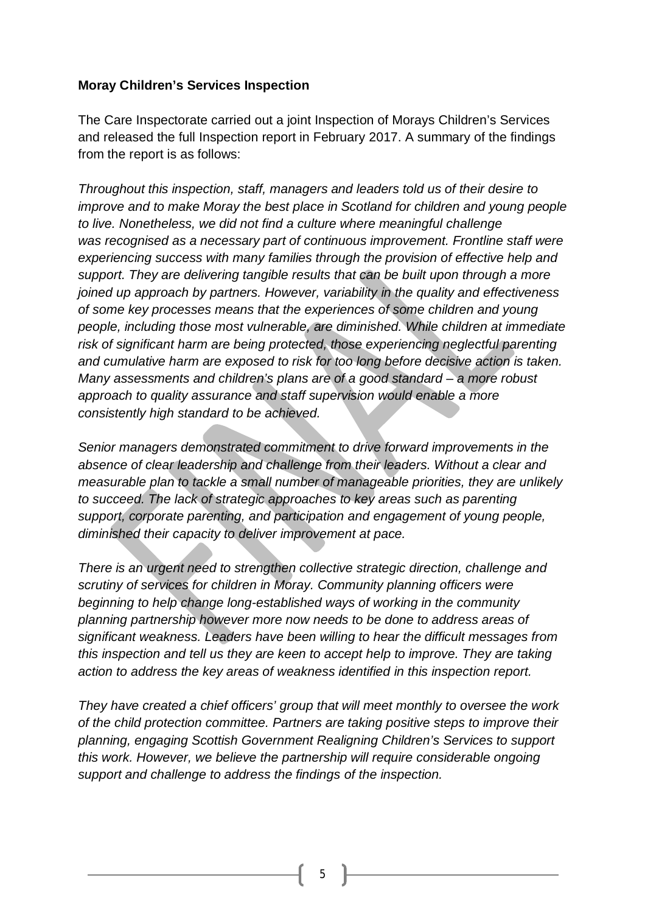**Moray Children's Services Inspection**

The Care Inspectorate carried out a joint Inspection of Morays Children's Services and released the full Inspection report in February 2017. A summary of the findings from the report is as follows:

*Throughout this inspection, staff, managers and leaders told us of their desire to improve and to make Moray the best place in Scotland for children and young people to live. Nonetheless, we did not find a culture where meaningful challenge was recognised as a necessary part of continuous improvement. Frontline staff were experiencing success with many families through the provision of effective help and support. They are delivering tangible results that can be built upon through a more joined up approach by partners. However, variability in the quality and effectiveness of some key processes means that the experiences of some children and young people, including those most vulnerable, are diminished. While children at immediate risk of significant harm are being protected, those experiencing neglectful parenting and cumulative harm are exposed to risk for too long before decisive action is taken. Many assessments and children's plans are of a good standard – a more robust approach to quality assurance and staff supervision would enable a more consistently high standard to be achieved.*

*Senior managers demonstrated commitment to drive forward improvements in the absence of clear leadership and challenge from their leaders. Without a clear and measurable plan to tackle a small number of manageable priorities, they are unlikely to succeed. The lack of strategic approaches to key areas such as parenting support, corporate parenting, and participation and engagement of young people, diminished their capacity to deliver improvement at pace.*

*There is an urgent need to strengthen collective strategic direction, challenge and scrutiny of services for children in Moray. Community planning officers were beginning to help change long-established ways of working in the community planning partnership however more now needs to be done to address areas of significant weakness. Leaders have been willing to hear the difficult messages from this inspection and tell us they are keen to accept help to improve. They are taking action to address the key areas of weakness identified in this inspection report.*

*They have created a chief officers' group that will meet monthly to oversee the work of the child protection committee. Partners are taking positive steps to improve their planning, engaging Scottish Government Realigning Children's Services to support this work. However, we believe the partnership will require considerable ongoing support and challenge to address the findings of the inspection.*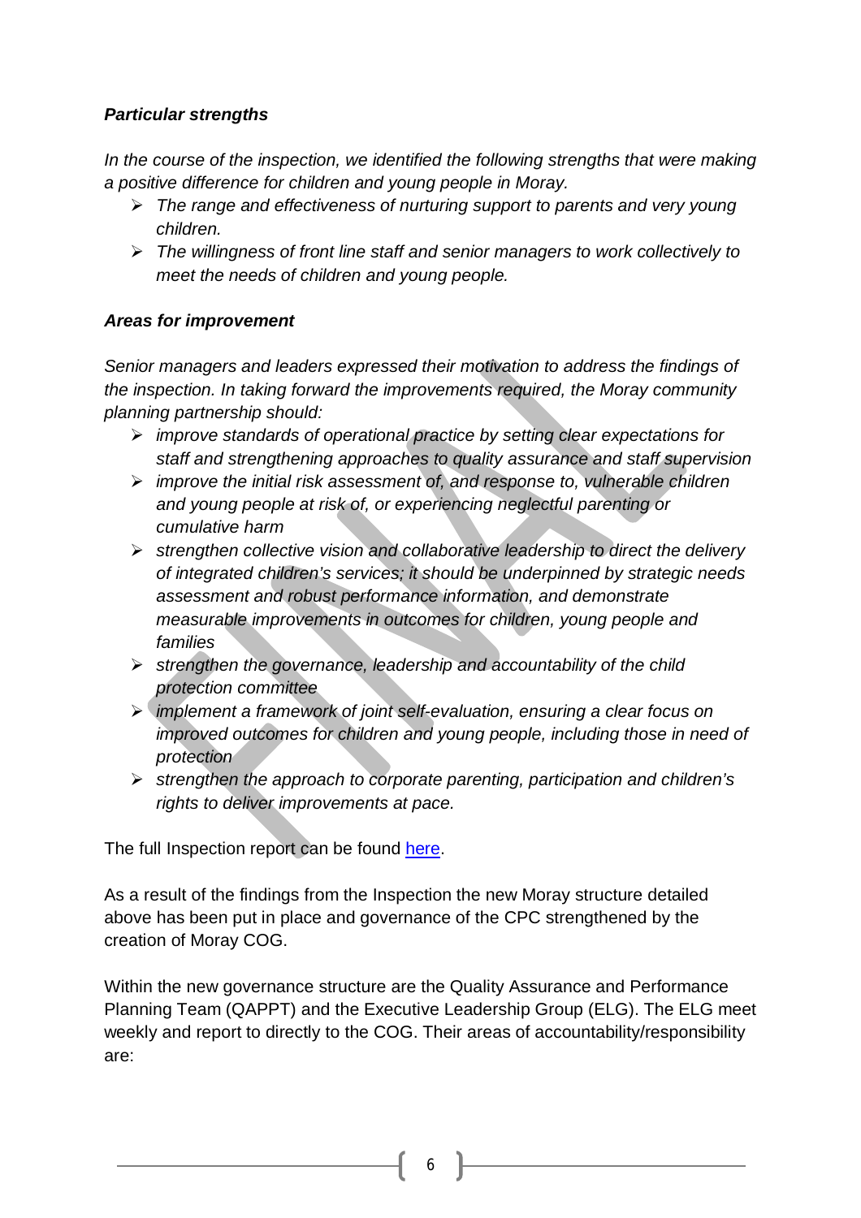***Particular strengths***

*In the course of the inspection, we identified the following strengths that were making a positive difference for children and young people in Moray.*

- *The range and effectiveness of nurturing support to parents and very young children.*
- *The willingness of front line staff and senior managers to work collectively to meet the needs of children and young people.*

***Areas for improvement***

*Senior managers and leaders expressed their motivation to address the findings of the inspection. In taking forward the improvements required, the Moray community planning partnership should:*

- *improve standards of operational practice by setting clear expectations for staff and strengthening approaches to quality assurance and staff supervision*
- *improve the initial risk assessment of, and response to, vulnerable children and young people at risk of, or experiencing neglectful parenting or cumulative harm*
- *strengthen collective vision and collaborative leadership to direct the delivery of integrated children's services; it should be underpinned by strategic needs assessment and robust performance information, and demonstrate measurable improvements in outcomes for children, young people and families*
- *strengthen the governance, leadership and accountability of the child protection committee*
- *implement a framework of joint self-evaluation, ensuring a clear focus on improved outcomes for children and young people, including those in need of protection*
- *strengthen the approach to corporate parenting, participation and children's rights to deliver improvements at pace.*

The full Inspection report can be found here.

As a result of the findings from the Inspection the new Moray structure detailed above has been put in place and governance of the CPC strengthened by the creation of Moray COG.

Within the new governance structure are the Quality Assurance and Performance Planning Team (QAPPT) and the Executive Leadership Group (ELG). The ELG meet weekly and report to directly to the COG. Their areas of accountability/responsibility are: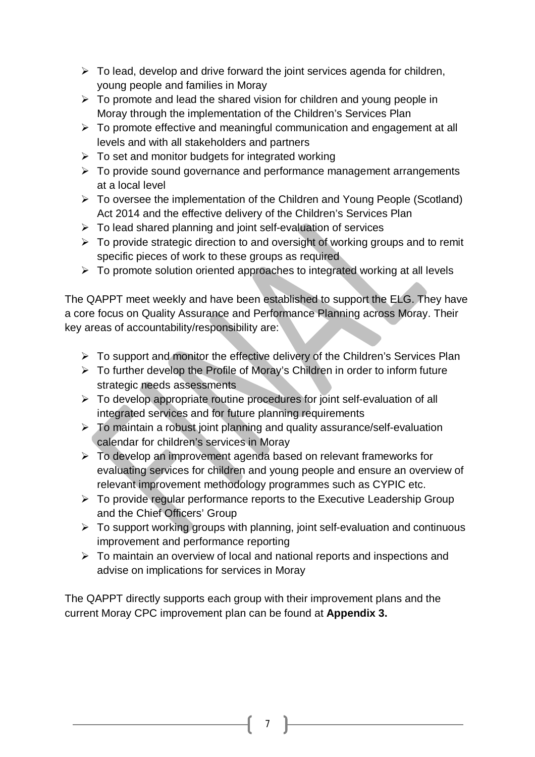- To lead, develop and drive forward the joint services agenda for children, young people and families in Moray
- To promote and lead the shared vision for children and young people in Moray through the implementation of the Children's Services Plan
- To promote effective and meaningful communication and engagement at all levels and with all stakeholders and partners
- To set and monitor budgets for integrated working
- To provide sound governance and performance management arrangements at a local level
- To oversee the implementation of the Children and Young People (Scotland) Act 2014 and the effective delivery of the Children's Services Plan
- To lead shared planning and joint self-evaluation of services
- To provide strategic direction to and oversight of working groups and to remit specific pieces of work to these groups as required
- To promote solution oriented approaches to integrated working at all levels

The QAPPT meet weekly and have been established to support the ELG. They have a core focus on Quality Assurance and Performance Planning across Moray. Their key areas of accountability/responsibility are:

- To support and monitor the effective delivery of the Children's Services Plan
- To further develop the Profile of Moray's Children in order to inform future strategic needs assessments
- To develop appropriate routine procedures for joint self-evaluation of all integrated services and for future planning requirements
- To maintain a robust joint planning and quality assurance/self-evaluation calendar for children's services in Moray
- To develop an improvement agenda based on relevant frameworks for evaluating services for children and young people and ensure an overview of relevant improvement methodology programmes such as CYPIC etc.
- To provide regular performance reports to the Executive Leadership Group and the Chief Officers' Group
- To support working groups with planning, joint self-evaluation and continuous improvement and performance reporting
- To maintain an overview of local and national reports and inspections and advise on implications for services in Moray

The QAPPT directly supports each group with their improvement plans and the current Moray CPC improvement plan can be found at **Appendix 3.**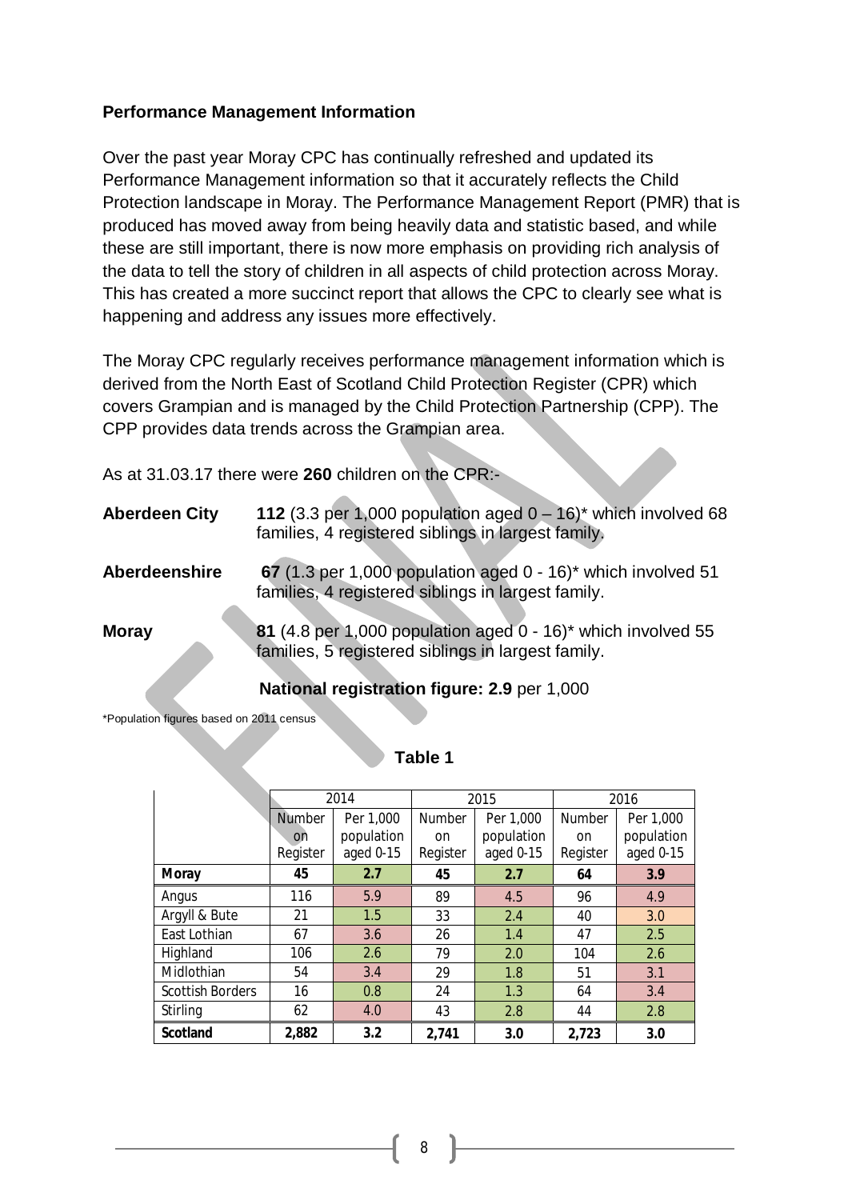**Performance Management Information**

Over the past year Moray CPC has continually refreshed and updated its Performance Management information so that it accurately reflects the Child Protection landscape in Moray. The Performance Management Report (PMR) that is produced has moved away from being heavily data and statistic based, and while these are still important, there is now more emphasis on providing rich analysis of the data to tell the story of children in all aspects of child protection across Moray. This has created a more succinct report that allows the CPC to clearly see what is happening and address any issues more effectively.

The Moray CPC regularly receives performance management information which is derived from the North East of Scotland Child Protection Register (CPR) which covers Grampian and is managed by the Child Protection Partnership (CPP). The CPP provides data trends across the Grampian area.

As at 31.03.17 there were **260** children on the CPR:-

**Aberdeen City** **112** (3.3 per 1,000 population aged 0 – 16)* which involved 68 families, 4 registered siblings in largest family.

**Aberdeenshire** **67** (1.3 per 1,000 population aged 0 - 16)* which involved 51 families, 4 registered siblings in largest family.

**Moray** **81** (4.8 per 1,000 population aged 0 - 16)* which involved 55 families, 5 registered siblings in largest family.

**National registration figure: 2.9** per 1,000

*Population figures based on 2011 census

**Table 1**

| | 2014 | | 2015 | | 2016 | |
|---|---|---|---|---|---|---|
| | Number on Register | Per 1,000 population aged 0-15 | Number on Register | Per 1,000 population aged 0-15 | Number on Register | Per 1,000 population aged 0-15 |
| **Moray** | **45** | **2.7** | **45** | **2.7** | **64** | **3.9** |
| Angus | 116 | 5.9 | 89 | 4.5 | 96 | 4.9 |
| Argyll & Bute | 21 | 1.5 | 33 | 2.4 | 40 | 3.0 |
| East Lothian | 67 | 3.6 | 26 | 1.4 | 47 | 2.5 |
| Highland | 106 | 2.6 | 79 | 2.0 | 104 | 2.6 |
| Midlothian | 54 | 3.4 | 29 | 1.8 | 51 | 3.1 |
| Scottish Borders | 16 | 0.8 | 24 | 1.3 | 64 | 3.4 |
| Stirling | 62 | 4.0 | 43 | 2.8 | 44 | 2.8 |
| **Scotland** | **2,882** | **3.2** | **2,741** | **3.0** | **2,723** | **3.0** |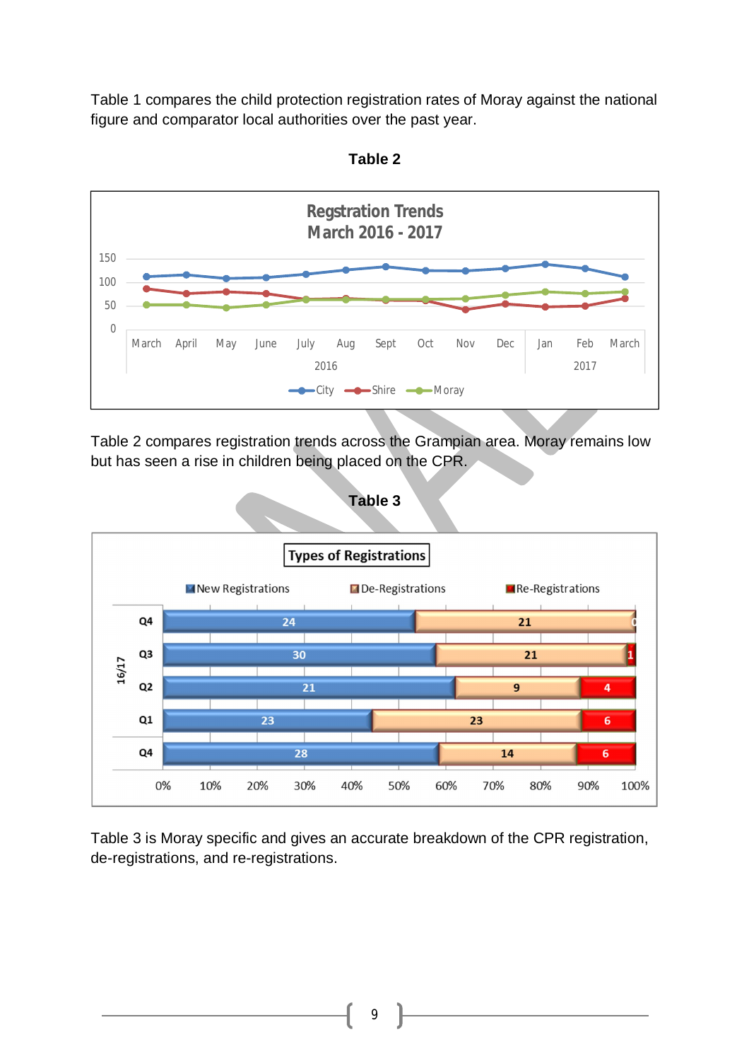Table 1 compares the child protection registration rates of Moray against the national figure and comparator local authorities over the past year.

**Table 2**

Regstration Trends
March 2016 - 2017

Table 2 compares registration trends across the Grampian area. Moray remains low but has seen a rise in children being placed on the CPR.

**Table 3**

Types of Registrations

| | | New Registrations | De-Registrations | Re-Registrations |
|---|---|---|---|---|
| 16/17 | Q4 | 24 | 21 | 0 |
| | Q3 | 30 | 21 | 1 |
| | Q2 | 21 | 9 | 4 |
| | Q1 | 23 | 23 | 6 |
| | Q4 | 28 | 14 | 6 |

Table 3 is Moray specific and gives an accurate breakdown of the CPR registration, de-registrations, and re-registrations.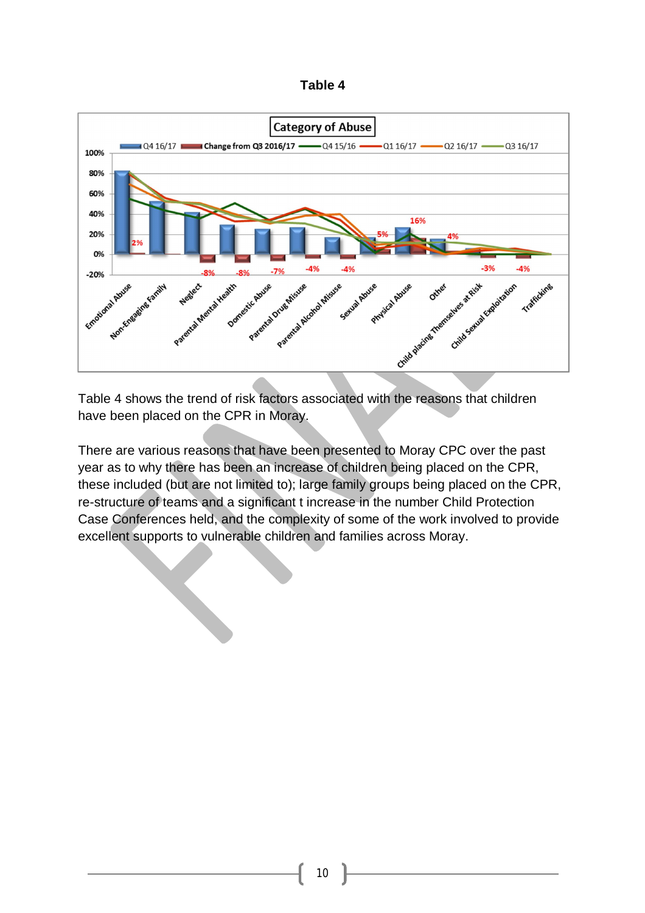**Table 4**

Table 4 shows the trend of risk factors associated with the reasons that children have been placed on the CPR in Moray.

There are various reasons that have been presented to Moray CPC over the past year as to why there has been an increase of children being placed on the CPR, these included (but are not limited to); large family groups being placed on the CPR, re-structure of teams and a significant t increase in the number Child Protection Case Conferences held, and the complexity of some of the work involved to provide excellent supports to vulnerable children and families across Moray.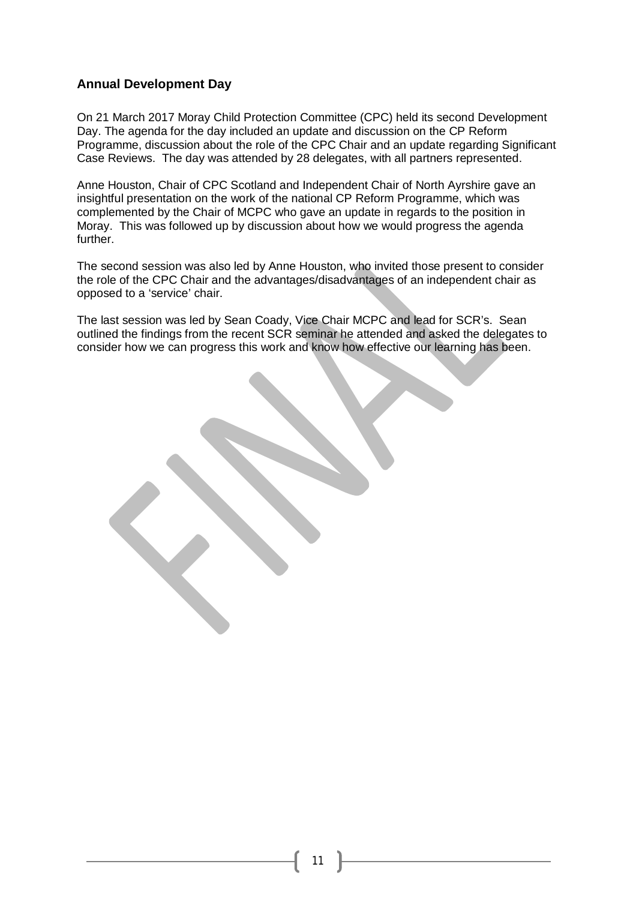## Annual Development Day

On 21 March 2017 Moray Child Protection Committee (CPC) held its second Development Day. The agenda for the day included an update and discussion on the CP Reform Programme, discussion about the role of the CPC Chair and an update regarding Significant Case Reviews. The day was attended by 28 delegates, with all partners represented.

Anne Houston, Chair of CPC Scotland and Independent Chair of North Ayrshire gave an insightful presentation on the work of the national CP Reform Programme, which was complemented by the Chair of MCPC who gave an update in regards to the position in Moray. This was followed up by discussion about how we would progress the agenda further.

The second session was also led by Anne Houston, who invited those present to consider the role of the CPC Chair and the advantages/disadvantages of an independent chair as opposed to a 'service' chair.

The last session was led by Sean Coady, Vice Chair MCPC and lead for SCR's. Sean outlined the findings from the recent SCR seminar he attended and asked the delegates to consider how we can progress this work and know how effective our learning has been.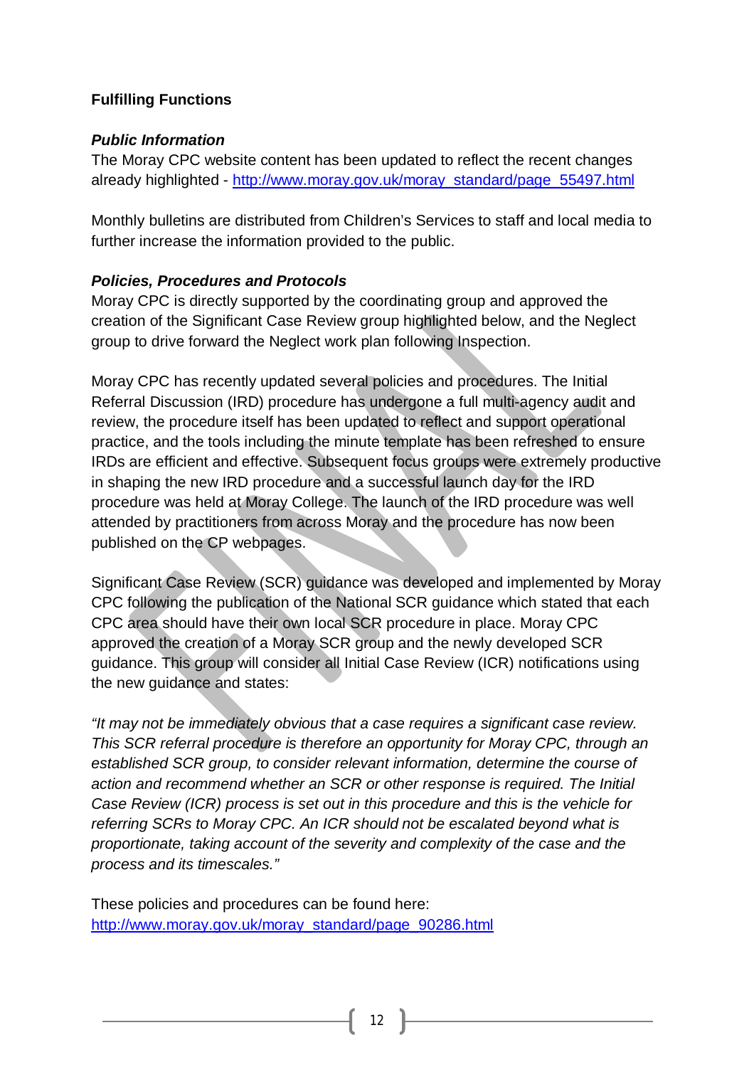**Fulfilling Functions**

***Public Information***

The Moray CPC website content has been updated to reflect the recent changes already highlighted - http://www.moray.gov.uk/moray_standard/page_55497.html

Monthly bulletins are distributed from Children's Services to staff and local media to further increase the information provided to the public.

***Policies, Procedures and Protocols***

Moray CPC is directly supported by the coordinating group and approved the creation of the Significant Case Review group highlighted below, and the Neglect group to drive forward the Neglect work plan following Inspection.

Moray CPC has recently updated several policies and procedures. The Initial Referral Discussion (IRD) procedure has undergone a full multi-agency audit and review, the procedure itself has been updated to reflect and support operational practice, and the tools including the minute template has been refreshed to ensure IRDs are efficient and effective. Subsequent focus groups were extremely productive in shaping the new IRD procedure and a successful launch day for the IRD procedure was held at Moray College. The launch of the IRD procedure was well attended by practitioners from across Moray and the procedure has now been published on the CP webpages.

Significant Case Review (SCR) guidance was developed and implemented by Moray CPC following the publication of the National SCR guidance which stated that each CPC area should have their own local SCR procedure in place. Moray CPC approved the creation of a Moray SCR group and the newly developed SCR guidance. This group will consider all Initial Case Review (ICR) notifications using the new guidance and states:

*"It may not be immediately obvious that a case requires a significant case review. This SCR referral procedure is therefore an opportunity for Moray CPC, through an established SCR group, to consider relevant information, determine the course of action and recommend whether an SCR or other response is required. The Initial Case Review (ICR) process is set out in this procedure and this is the vehicle for referring SCRs to Moray CPC. An ICR should not be escalated beyond what is proportionate, taking account of the severity and complexity of the case and the process and its timescales."*

These policies and procedures can be found here:
http://www.moray.gov.uk/moray_standard/page_90286.html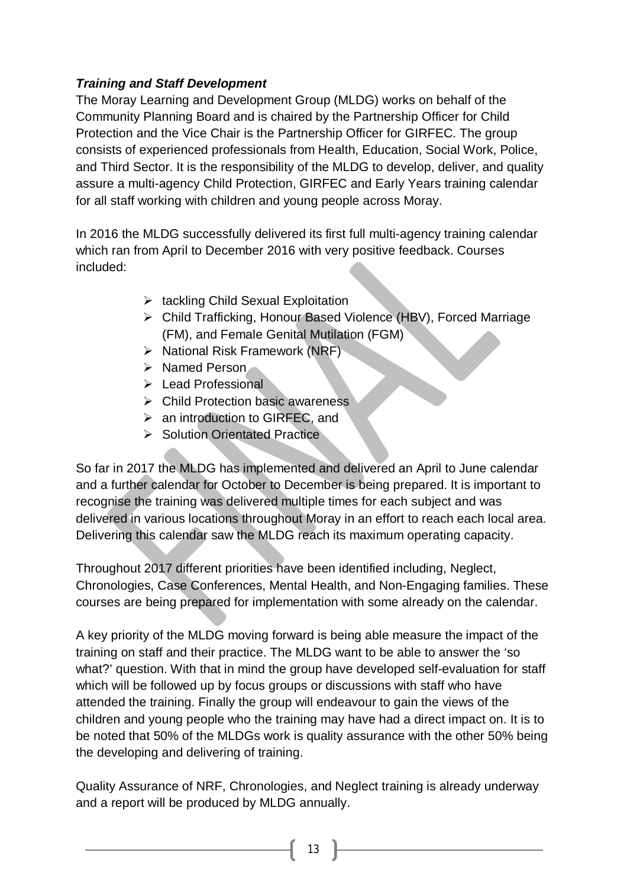***Training and Staff Development***

The Moray Learning and Development Group (MLDG) works on behalf of the Community Planning Board and is chaired by the Partnership Officer for Child Protection and the Vice Chair is the Partnership Officer for GIRFEC. The group consists of experienced professionals from Health, Education, Social Work, Police, and Third Sector. It is the responsibility of the MLDG to develop, deliver, and quality assure a multi-agency Child Protection, GIRFEC and Early Years training calendar for all staff working with children and young people across Moray.

In 2016 the MLDG successfully delivered its first full multi-agency training calendar which ran from April to December 2016 with very positive feedback. Courses included:

- tackling Child Sexual Exploitation
- Child Trafficking, Honour Based Violence (HBV), Forced Marriage (FM), and Female Genital Mutilation (FGM)
- National Risk Framework (NRF)
- Named Person
- Lead Professional
- Child Protection basic awareness
- an introduction to GIRFEC, and
- Solution Orientated Practice

So far in 2017 the MLDG has implemented and delivered an April to June calendar and a further calendar for October to December is being prepared. It is important to recognise the training was delivered multiple times for each subject and was delivered in various locations throughout Moray in an effort to reach each local area. Delivering this calendar saw the MLDG reach its maximum operating capacity.

Throughout 2017 different priorities have been identified including, Neglect, Chronologies, Case Conferences, Mental Health, and Non-Engaging families. These courses are being prepared for implementation with some already on the calendar.

A key priority of the MLDG moving forward is being able measure the impact of the training on staff and their practice. The MLDG want to be able to answer the 'so what?' question. With that in mind the group have developed self-evaluation for staff which will be followed up by focus groups or discussions with staff who have attended the training. Finally the group will endeavour to gain the views of the children and young people who the training may have had a direct impact on. It is to be noted that 50% of the MLDGs work is quality assurance with the other 50% being the developing and delivering of training.

Quality Assurance of NRF, Chronologies, and Neglect training is already underway and a report will be produced by MLDG annually.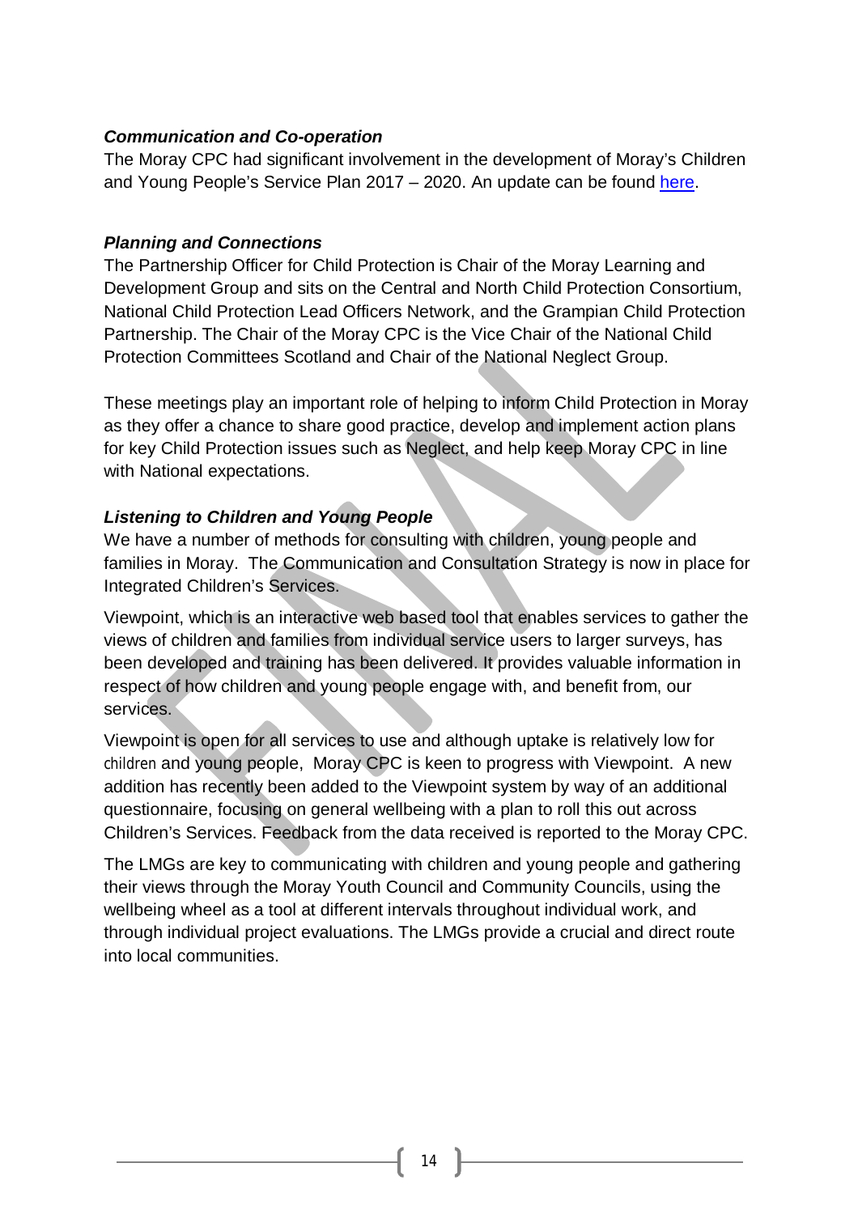***Communication and Co-operation***

The Moray CPC had significant involvement in the development of Moray's Children and Young People's Service Plan 2017 – 2020. An update can be found here.

***Planning and Connections***

The Partnership Officer for Child Protection is Chair of the Moray Learning and Development Group and sits on the Central and North Child Protection Consortium, National Child Protection Lead Officers Network, and the Grampian Child Protection Partnership. The Chair of the Moray CPC is the Vice Chair of the National Child Protection Committees Scotland and Chair of the National Neglect Group.

These meetings play an important role of helping to inform Child Protection in Moray as they offer a chance to share good practice, develop and implement action plans for key Child Protection issues such as Neglect, and help keep Moray CPC in line with National expectations.

***Listening to Children and Young People***

We have a number of methods for consulting with children, young people and families in Moray. The Communication and Consultation Strategy is now in place for Integrated Children's Services.

Viewpoint, which is an interactive web based tool that enables services to gather the views of children and families from individual service users to larger surveys, has been developed and training has been delivered. It provides valuable information in respect of how children and young people engage with, and benefit from, our services.

Viewpoint is open for all services to use and although uptake is relatively low for children and young people, Moray CPC is keen to progress with Viewpoint. A new addition has recently been added to the Viewpoint system by way of an additional questionnaire, focusing on general wellbeing with a plan to roll this out across Children's Services. Feedback from the data received is reported to the Moray CPC.

The LMGs are key to communicating with children and young people and gathering their views through the Moray Youth Council and Community Councils, using the wellbeing wheel as a tool at different intervals throughout individual work, and through individual project evaluations. The LMGs provide a crucial and direct route into local communities.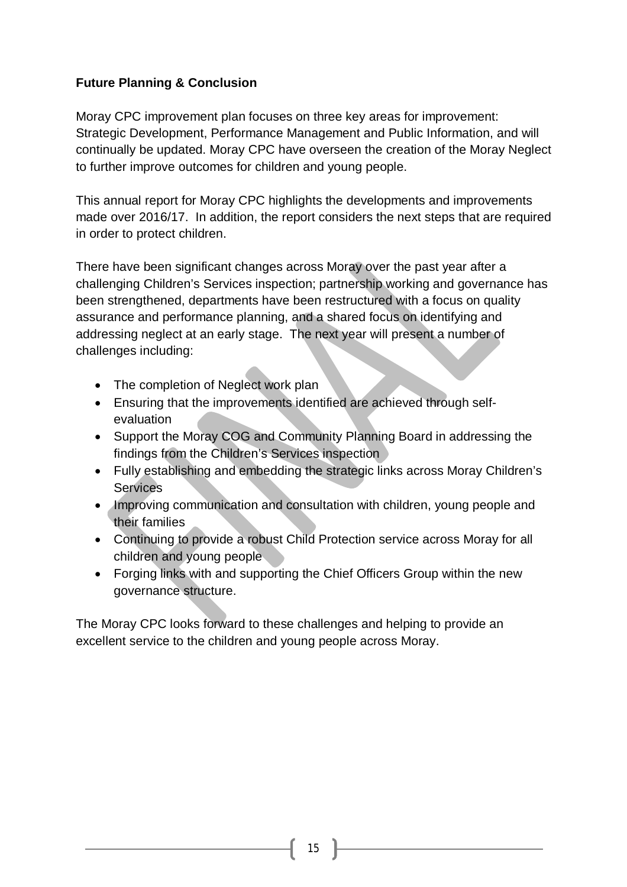**Future Planning & Conclusion**

Moray CPC improvement plan focuses on three key areas for improvement: Strategic Development, Performance Management and Public Information, and will continually be updated. Moray CPC have overseen the creation of the Moray Neglect to further improve outcomes for children and young people.

This annual report for Moray CPC highlights the developments and improvements made over 2016/17. In addition, the report considers the next steps that are required in order to protect children.

There have been significant changes across Moray over the past year after a challenging Children's Services inspection; partnership working and governance has been strengthened, departments have been restructured with a focus on quality assurance and performance planning, and a shared focus on identifying and addressing neglect at an early stage. The next year will present a number of challenges including:

- The completion of Neglect work plan
- Ensuring that the improvements identified are achieved through self-evaluation
- Support the Moray COG and Community Planning Board in addressing the findings from the Children's Services inspection
- Fully establishing and embedding the strategic links across Moray Children's Services
- Improving communication and consultation with children, young people and their families
- Continuing to provide a robust Child Protection service across Moray for all children and young people
- Forging links with and supporting the Chief Officers Group within the new governance structure.

The Moray CPC looks forward to these challenges and helping to provide an excellent service to the children and young people across Moray.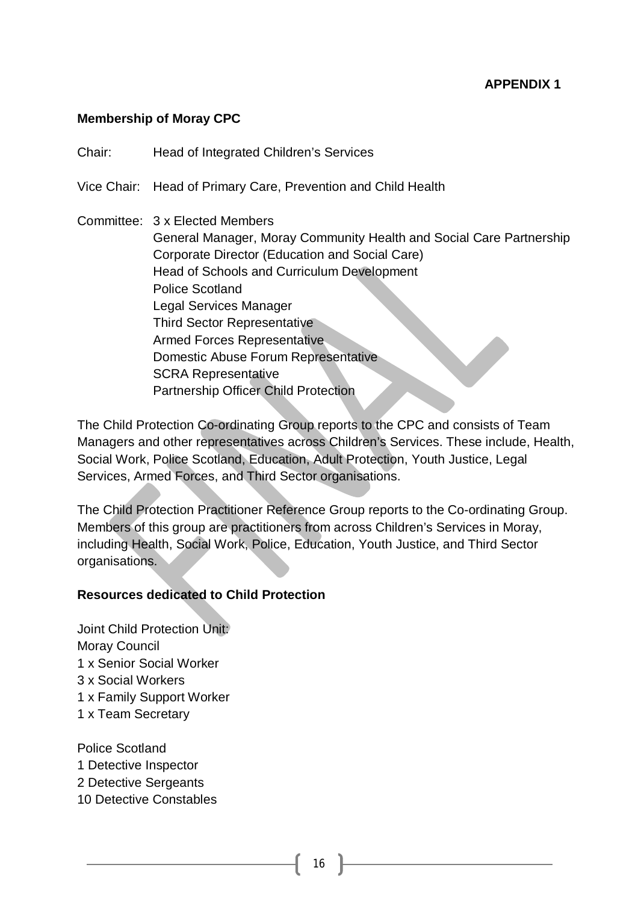**APPENDIX 1**

**Membership of Moray CPC**

Chair: Head of Integrated Children's Services

Vice Chair: Head of Primary Care, Prevention and Child Health

Committee: 3 x Elected Members
General Manager, Moray Community Health and Social Care Partnership
Corporate Director (Education and Social Care)
Head of Schools and Curriculum Development
Police Scotland
Legal Services Manager
Third Sector Representative
Armed Forces Representative
Domestic Abuse Forum Representative
SCRA Representative
Partnership Officer Child Protection

The Child Protection Co-ordinating Group reports to the CPC and consists of Team Managers and other representatives across Children's Services. These include, Health, Social Work, Police Scotland, Education, Adult Protection, Youth Justice, Legal Services, Armed Forces, and Third Sector organisations.

The Child Protection Practitioner Reference Group reports to the Co-ordinating Group. Members of this group are practitioners from across Children's Services in Moray, including Health, Social Work, Police, Education, Youth Justice, and Third Sector organisations.

**Resources dedicated to Child Protection**

Joint Child Protection Unit:
Moray Council
1 x Senior Social Worker
3 x Social Workers
1 x Family Support Worker
1 x Team Secretary

Police Scotland
1 Detective Inspector
2 Detective Sergeants
10 Detective Constables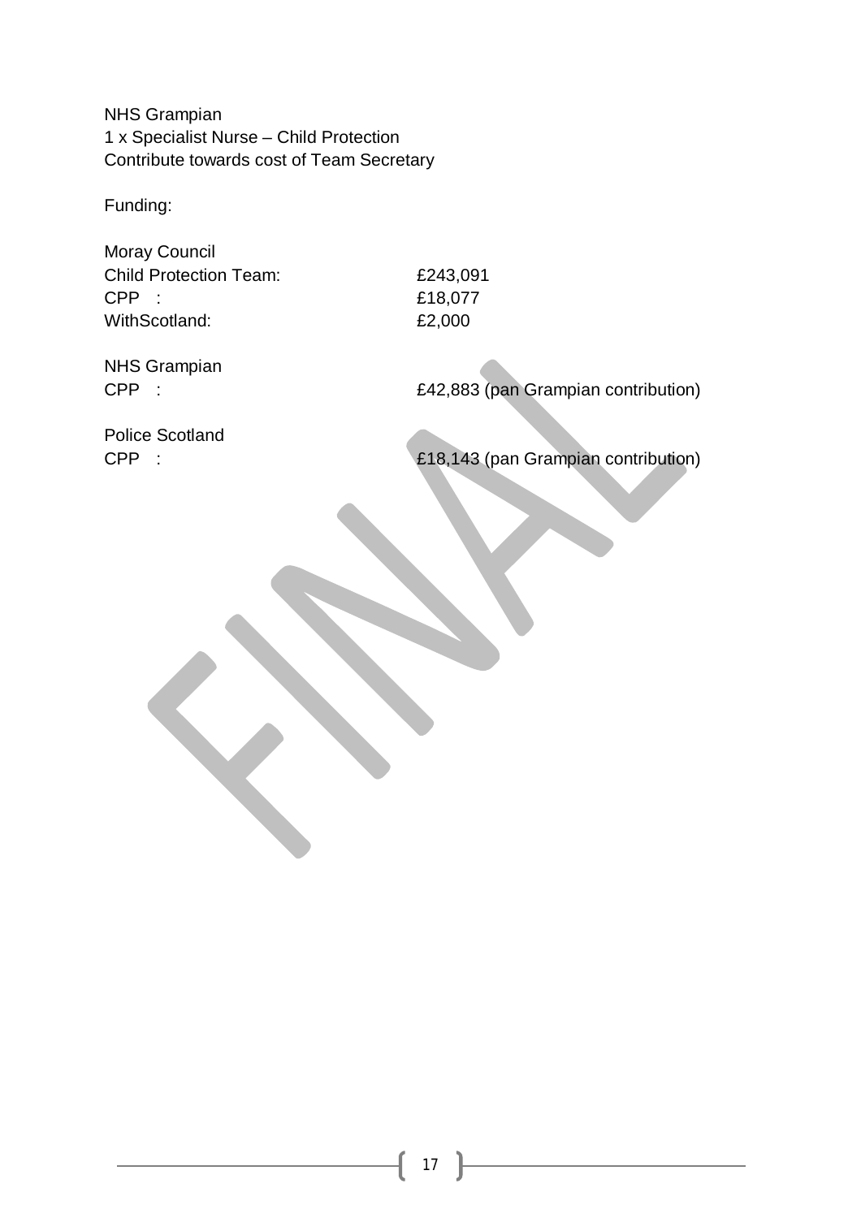NHS Grampian
1 x Specialist Nurse – Child Protection
Contribute towards cost of Team Secretary

Funding:

| | |
|---|---|
| **Moray Council** | |
| Child Protection Team: | £243,091 |
| CPP : | £18,077 |
| WithScotland: | £2,000 |
| **NHS Grampian** | |
| CPP : | £42,883 (pan Grampian contribution) |
| **Police Scotland** | |
| CPP : | £18,143 (pan Grampian contribution) |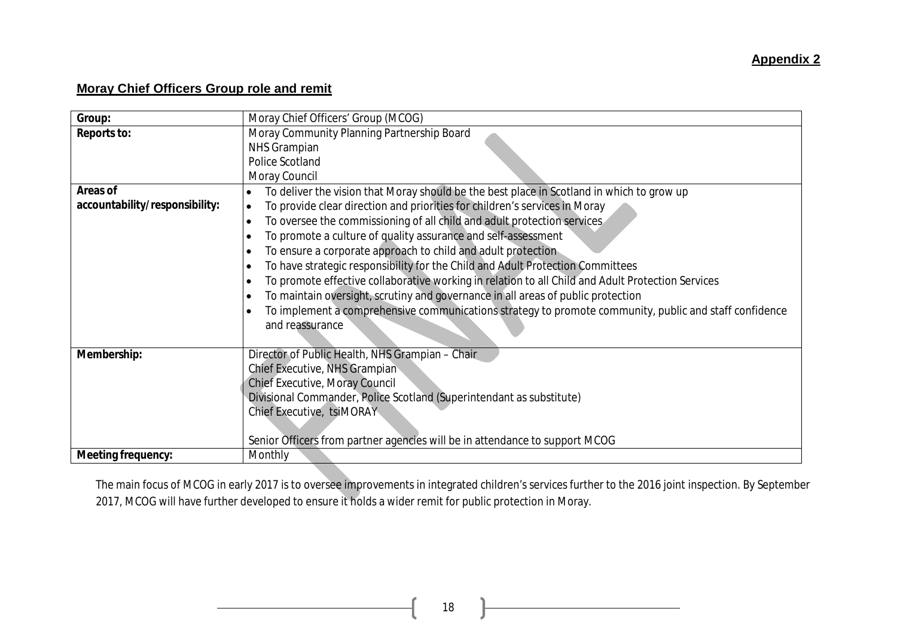**Appendix 2**

## Moray Chief Officers Group role and remit

| Group: | Moray Chief Officers' Group (MCOG) |
|---|---|
| **Reports to:** | Moray Community Planning Partnership Board<br>NHS Grampian<br>Police Scotland<br>Moray Council |
| **Areas of accountability/responsibility:** | • To deliver the vision that Moray should be the best place in Scotland in which to grow up<br>• To provide clear direction and priorities for children's services in Moray<br>• To oversee the commissioning of all child and adult protection services<br>• To promote a culture of quality assurance and self-assessment<br>• To ensure a corporate approach to child and adult protection<br>• To have strategic responsibility for the Child and Adult Protection Committees<br>• To promote effective collaborative working in relation to all Child and Adult Protection Services<br>• To maintain oversight, scrutiny and governance in all areas of public protection<br>• To implement a comprehensive communications strategy to promote community, public and staff confidence and reassurance |
| **Membership:** | Director of Public Health, NHS Grampian – Chair<br>Chief Executive, NHS Grampian<br>Chief Executive, Moray Council<br>Divisional Commander, Police Scotland (Superintendant as substitute)<br>Chief Executive, tsiMORAY<br><br>Senior Officers from partner agencies will be in attendance to support MCOG |
| **Meeting frequency:** | Monthly |

The main focus of MCOG in early 2017 is to oversee improvements in integrated children's services further to the 2016 joint inspection. By September 2017, MCOG will have further developed to ensure it holds a wider remit for public protection in Moray.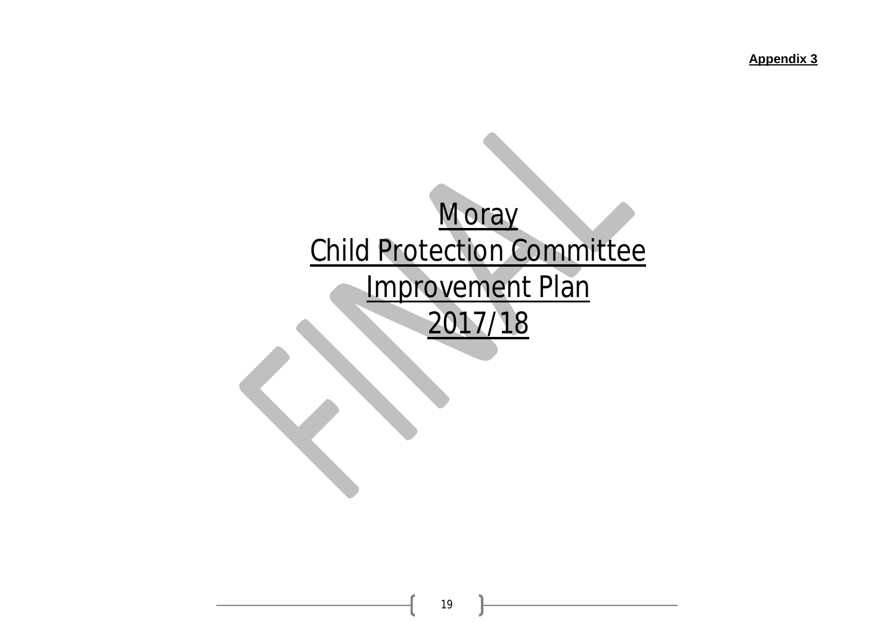**Appendix 3**

# Moray
# Child Protection Committee
# Improvement Plan
# 2017/18

FINAL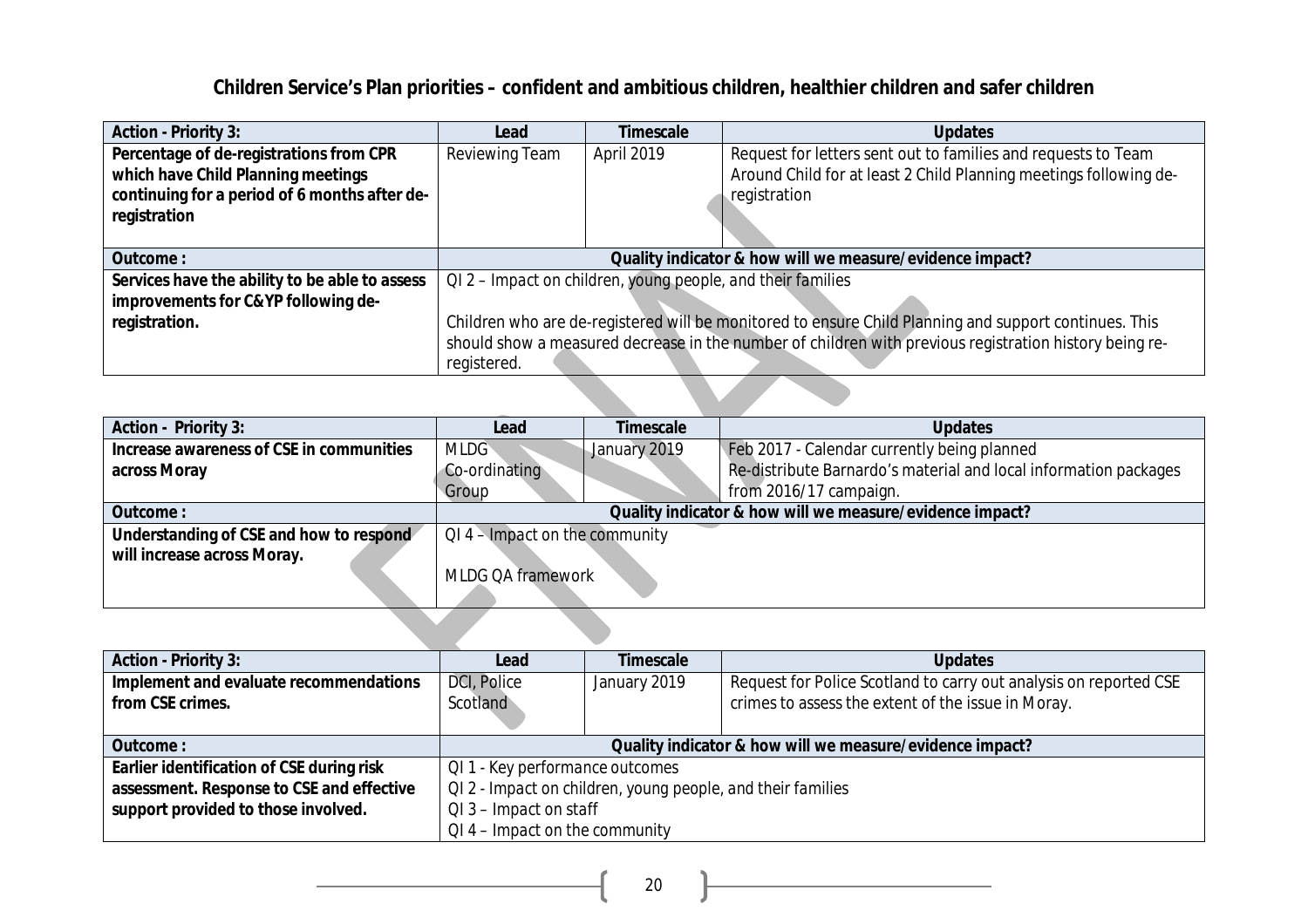## Children Service's Plan priorities – confident and ambitious children, healthier children and safer children

| Action - Priority 3: | Lead | Timescale | Updates |
|---|---|---|---|
| **Percentage of de-registrations from CPR which have Child Planning meetings continuing for a period of 6 months after de-registration** | Reviewing Team | April 2019 | Request for letters sent out to families and requests to Team Around Child for at least 2 Child Planning meetings following de-registration |
| **Outcome :** | **Quality indicator & how will we measure/evidence impact?** | | |
| **Services have the ability to be able to assess improvements for C&YP following de-registration.** | QI 2 – Impact on children, young people, and their families<br><br>Children who are de-registered will be monitored to ensure Child Planning and support continues. This should show a measured decrease in the number of children with previous registration history being re-registered. | | |

| Action - Priority 3: | Lead | Timescale | Updates |
|---|---|---|---|
| **Increase awareness of CSE in communities across Moray** | MLDG Co-ordinating Group | January 2019 | Feb 2017 - Calendar currently being planned<br>Re-distribute Barnardo's material and local information packages from 2016/17 campaign. |
| **Outcome :** | **Quality indicator & how will we measure/evidence impact?** | | |
| **Understanding of CSE and how to respond will increase across Moray.** | QI 4 – Impact on the community<br><br>MLDG QA framework | | |

| Action - Priority 3: | Lead | Timescale | Updates |
|---|---|---|---|
| **Implement and evaluate recommendations from CSE crimes.** | DCI, Police Scotland | January 2019 | Request for Police Scotland to carry out analysis on reported CSE crimes to assess the extent of the issue in Moray. |
| **Outcome :** | **Quality indicator & how will we measure/evidence impact?** | | |
| **Earlier identification of CSE during risk assessment. Response to CSE and effective support provided to those involved.** | QI 1 - Key performance outcomes<br>QI 2 - Impact on children, young people, and their families<br>QI 3 – Impact on staff<br>QI 4 – Impact on the community | | |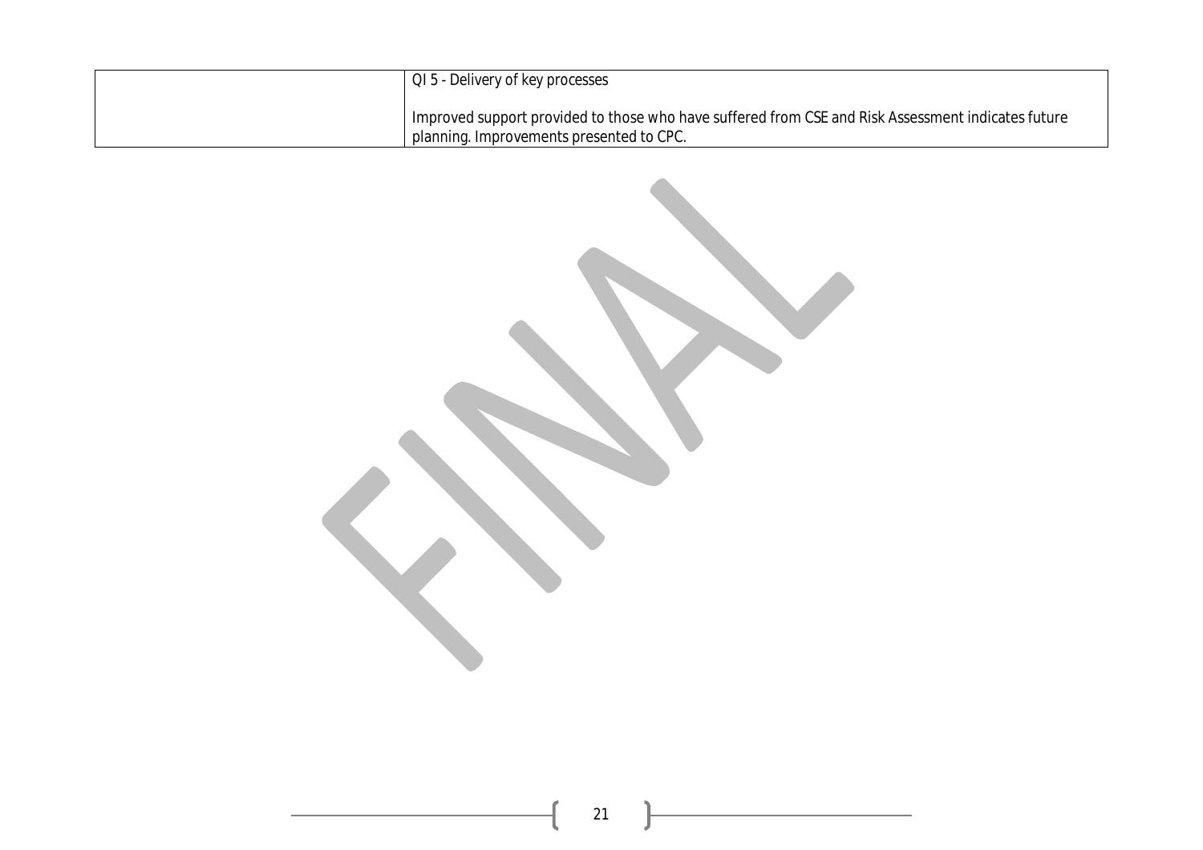|  | QI 5 - Delivery of key processes<br><br>Improved support provided to those who have suffered from CSE and Risk Assessment indicates future planning. Improvements presented to CPC. |
| --- | --- |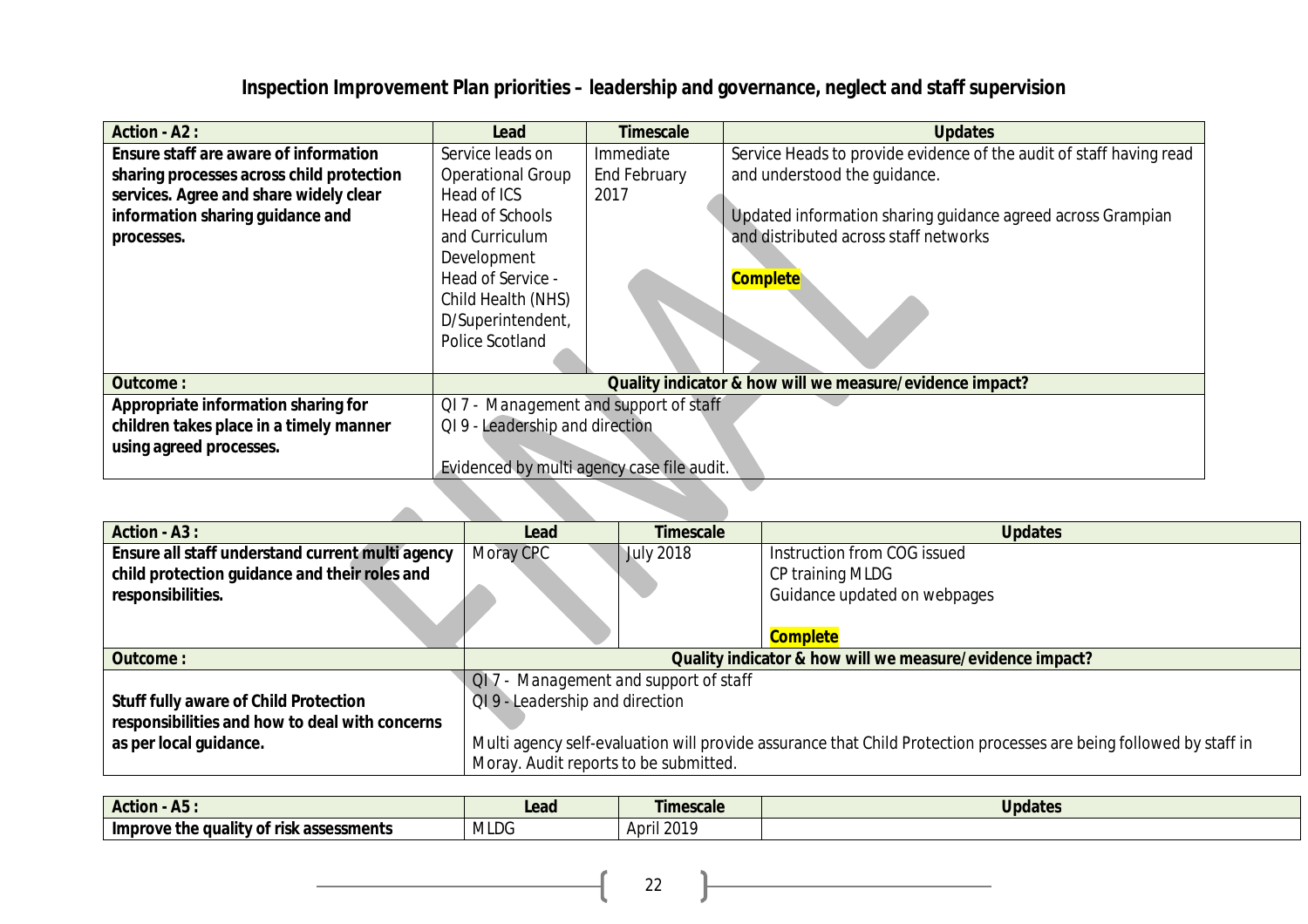# Inspection Improvement Plan priorities – leadership and governance, neglect and staff supervision

| Action - A2 : | Lead | Timescale | Updates |
|---|---|---|---|
| **Ensure staff are aware of information sharing processes across child protection services. Agree and share widely clear information sharing guidance and processes.** | Service leads on Operational Group<br>Head of ICS<br>Head of Schools and Curriculum Development<br>Head of Service - Child Health (NHS)<br>D/Superintendent, Police Scotland | Immediate<br>End February 2017 | Service Heads to provide evidence of the audit of staff having read and understood the guidance.<br><br>Updated information sharing guidance agreed across Grampian and distributed across staff networks<br><br>**Complete** |
| **Outcome :** | **Quality indicator & how will we measure/evidence impact?** | | |
| **Appropriate information sharing for children takes place in a timely manner using agreed processes.** | QI 7 - Management and support of staff<br>QI 9 - Leadership and direction<br><br>Evidenced by multi agency case file audit. | | |

| Action - A3 : | Lead | Timescale | Updates |
|---|---|---|---|
| **Ensure all staff understand current multi agency child protection guidance and their roles and responsibilities.** | Moray CPC | July 2018 | Instruction from COG issued<br>CP training MLDG<br>Guidance updated on webpages<br><br>**Complete** |
| **Outcome :** | **Quality indicator & how will we measure/evidence impact?** | | |
| **Stuff fully aware of Child Protection responsibilities and how to deal with concerns as per local guidance.** | QI 7 - Management and support of staff<br>QI 9 - Leadership and direction<br><br>Multi agency self-evaluation will provide assurance that Child Protection processes are being followed by staff in Moray. Audit reports to be submitted. | | |

| Action - A5 : | Lead | Timescale | Updates |
|---|---|---|---|
| **Improve the quality of risk assessments** | MLDG | April 2019 | |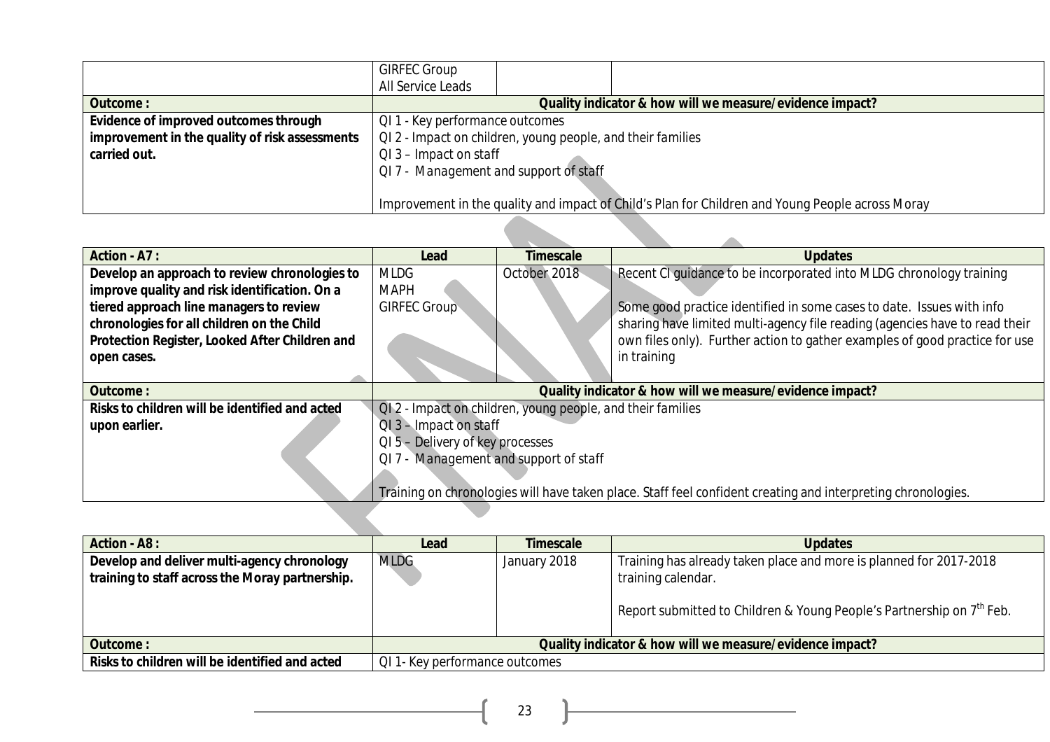| | GIRFEC Group<br>All Service Leads | | |
|---|---|---|---|
| **Outcome :** | **Quality indicator & how will we measure/evidence impact?** | | |
| **Evidence of improved outcomes through improvement in the quality of risk assessments carried out.** | QI 1 - Key performance outcomes<br>QI 2 - Impact on children, young people, and their families<br>QI 3 – Impact on staff<br>QI 7 - Management and support of staff<br><br>Improvement in the quality and impact of Child's Plan for Children and Young People across Moray | | |

| **Action - A7 :** | **Lead** | **Timescale** | **Updates** |
|---|---|---|---|
| **Develop an approach to review chronologies to improve quality and risk identification. On a tiered approach line managers to review chronologies for all children on the Child Protection Register, Looked After Children and open cases.** | MLDG<br>MAPH<br>GIRFEC Group | October 2018 | Recent CI guidance to be incorporated into MLDG chronology training<br><br>Some good practice identified in some cases to date. Issues with info sharing have limited multi-agency file reading (agencies have to read their own files only). Further action to gather examples of good practice for use in training |
| **Outcome :** | **Quality indicator & how will we measure/evidence impact?** | | |
| **Risks to children will be identified and acted upon earlier.** | QI 2 - Impact on children, young people, and their families<br>QI 3 – Impact on staff<br>QI 5 – Delivery of key processes<br>QI 7 - Management and support of staff<br><br>Training on chronologies will have taken place. Staff feel confident creating and interpreting chronologies. | | |

| **Action - A8 :** | **Lead** | **Timescale** | **Updates** |
|---|---|---|---|
| **Develop and deliver multi-agency chronology training to staff across the Moray partnership.** | MLDG | January 2018 | Training has already taken place and more is planned for 2017-2018 training calendar.<br><br>Report submitted to Children & Young People's Partnership on 7th Feb. |
| **Outcome :** | **Quality indicator & how will we measure/evidence impact?** | | |
| **Risks to children will be identified and acted** | QI 1- Key performance outcomes | | |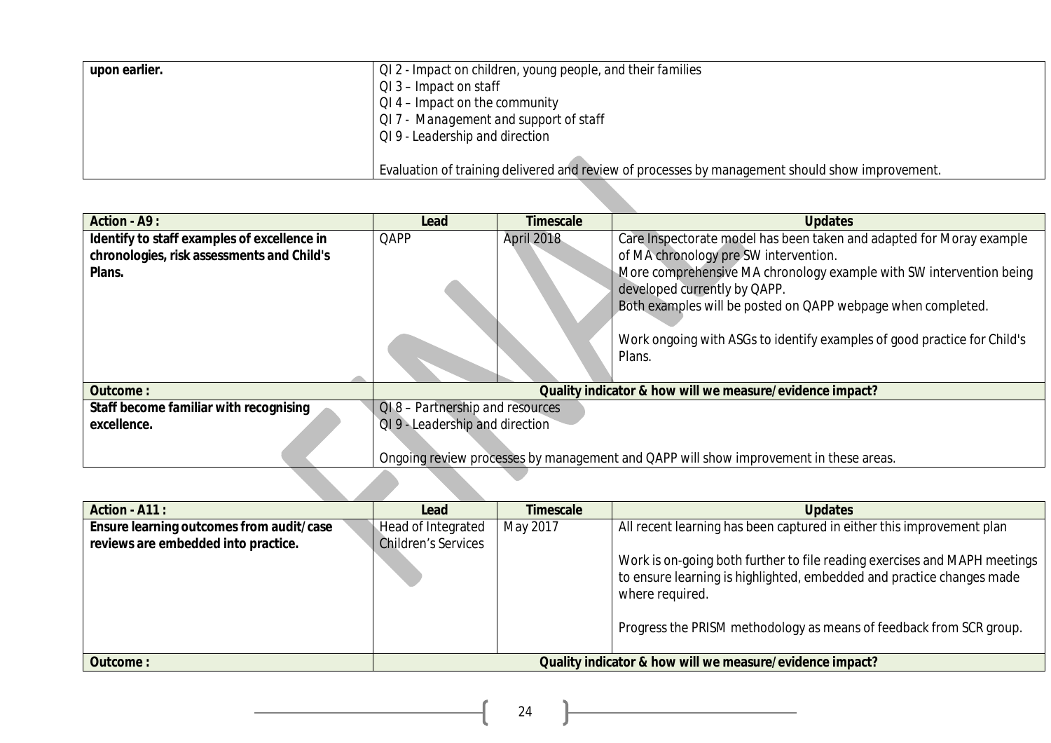| upon earlier. | QI 2 - Impact on children, young people, and their families<br>QI 3 – Impact on staff<br>QI 4 – Impact on the community<br>QI 7 - Management and support of staff<br>QI 9 - Leadership and direction<br><br>Evaluation of training delivered and review of processes by management should show improvement. |
|---|---|

| Action - A9 : | Lead | Timescale | Updates |
|---|---|---|---|
| **Identify to staff examples of excellence in chronologies, risk assessments and Child's Plans.** | QAPP | April 2018 | Care Inspectorate model has been taken and adapted for Moray example of MA chronology pre SW intervention.<br>More comprehensive MA chronology example with SW intervention being developed currently by QAPP.<br>Both examples will be posted on QAPP webpage when completed.<br><br>Work ongoing with ASGs to identify examples of good practice for Child's Plans. |
| **Outcome :** | **Quality indicator & how will we measure/evidence impact?** | | |
| **Staff become familiar with recognising excellence.** | QI 8 – Partnership and resources<br>QI 9 - Leadership and direction<br><br>Ongoing review processes by management and QAPP will show improvement in these areas. | | |

| Action - A11 : | Lead | Timescale | Updates |
|---|---|---|---|
| **Ensure learning outcomes from audit/case reviews are embedded into practice.** | Head of Integrated Children's Services | May 2017 | All recent learning has been captured in either this improvement plan<br><br>Work is on-going both further to file reading exercises and MAPH meetings to ensure learning is highlighted, embedded and practice changes made where required.<br><br>Progress the PRISM methodology as means of feedback from SCR group. |
| **Outcome :** | **Quality indicator & how will we measure/evidence impact?** | | |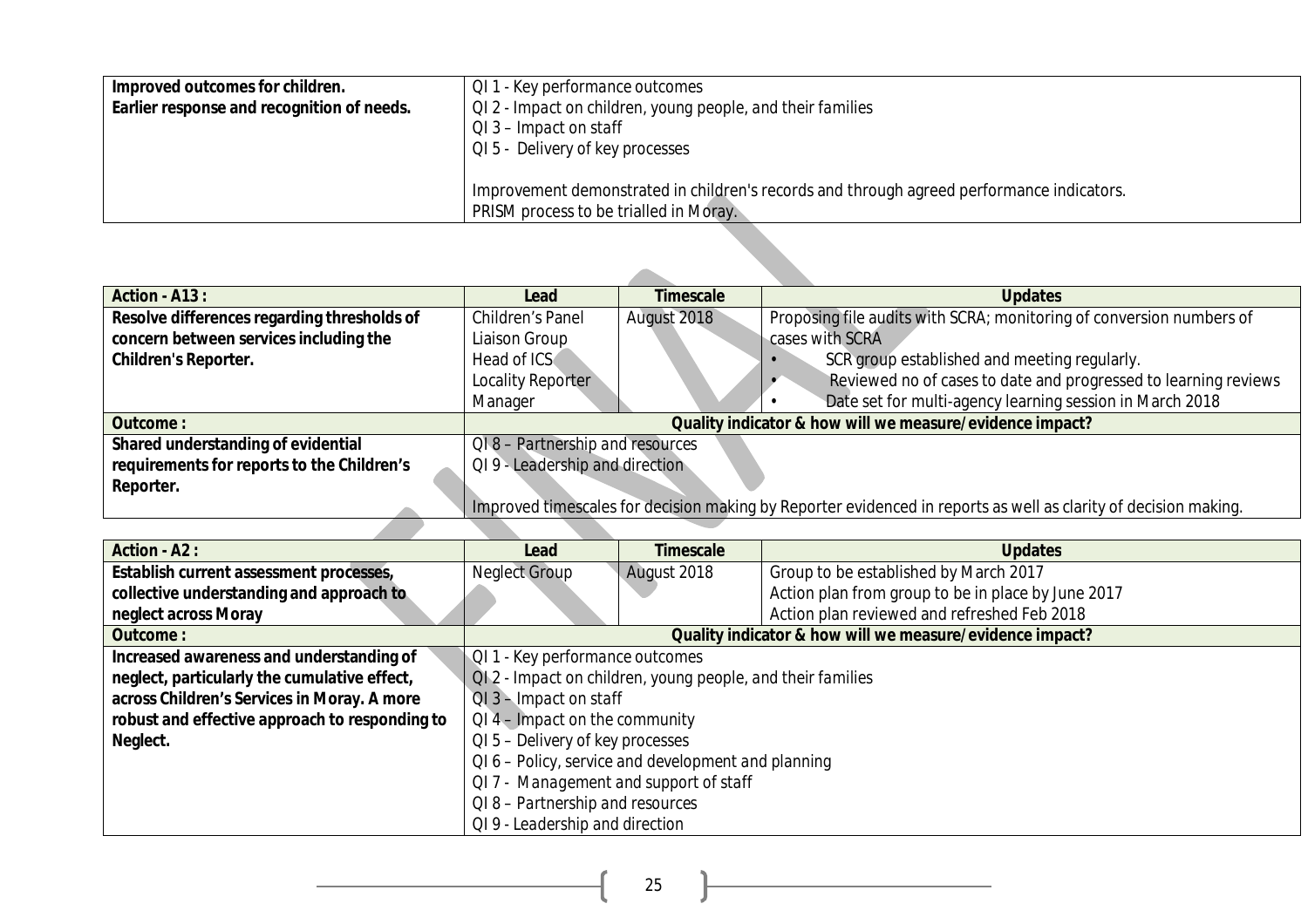| Improved outcomes for children. Earlier response and recognition of needs. | QI 1 - Key performance outcomes<br>QI 2 - Impact on children, young people, and their families<br>QI 3 – Impact on staff<br>QI 5 - Delivery of key processes<br><br>Improvement demonstrated in children's records and through agreed performance indicators.<br>PRISM process to be trialled in Moray. |
|---|---|

| Action - A13 : | Lead | Timescale | Updates |
|---|---|---|---|
| **Resolve differences regarding thresholds of concern between services including the Children's Reporter.** | Children's Panel Liaison Group<br>Head of ICS<br>Locality Reporter Manager | August 2018 | Proposing file audits with SCRA; monitoring of conversion numbers of cases with SCRA<br>• SCR group established and meeting regularly.<br>• Reviewed no of cases to date and progressed to learning reviews<br>• Date set for multi-agency learning session in March 2018 |
| **Outcome :** | **Quality indicator & how will we measure/evidence impact?** | | |
| **Shared understanding of evidential requirements for reports to the Children's Reporter.** | QI 8 – Partnership and resources<br>QI 9 - Leadership and direction<br><br>Improved timescales for decision making by Reporter evidenced in reports as well as clarity of decision making. | | |

| Action - A2 : | Lead | Timescale | Updates |
|---|---|---|---|
| **Establish current assessment processes, collective understanding and approach to neglect across Moray** | Neglect Group | August 2018 | Group to be established by March 2017<br>Action plan from group to be in place by June 2017<br>Action plan reviewed and refreshed Feb 2018 |
| **Outcome :** | **Quality indicator & how will we measure/evidence impact?** | | |
| **Increased awareness and understanding of neglect, particularly the cumulative effect, across Children's Services in Moray. A more robust and effective approach to responding to Neglect.** | QI 1 - Key performance outcomes<br>QI 2 - Impact on children, young people, and their families<br>QI 3 – Impact on staff<br>QI 4 – Impact on the community<br>QI 5 – Delivery of key processes<br>QI 6 – Policy, service and development and planning<br>QI 7 - Management and support of staff<br>QI 8 – Partnership and resources<br>QI 9 - Leadership and direction | | |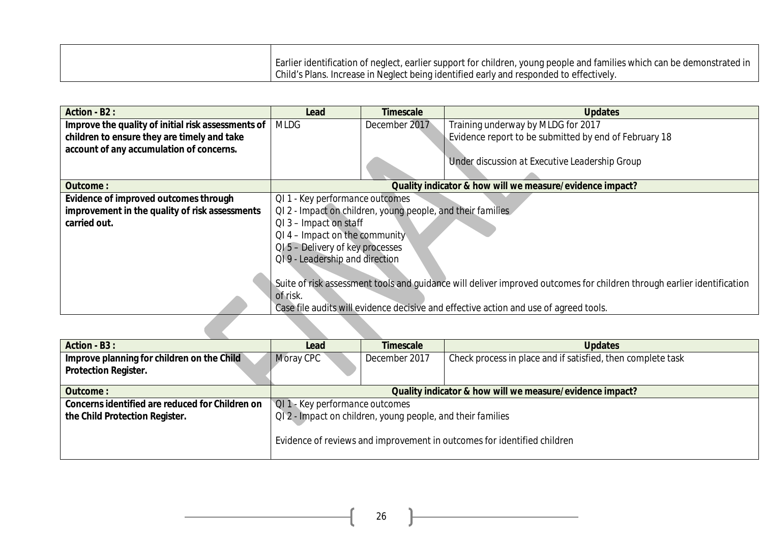| | |
|---|---|
| | Earlier identification of neglect, earlier support for children, young people and families which can be demonstrated in Child's Plans. Increase in Neglect being identified early and responded to effectively. |

| Action - B2 : | Lead | Timescale | Updates |
|---|---|---|---|
| **Improve the quality of initial risk assessments of children to ensure they are timely and take account of any accumulation of concerns.** | MLDG | December 2017 | Training underway by MLDG for 2017<br>Evidence report to be submitted by end of February 18<br><br>Under discussion at Executive Leadership Group |
| **Outcome :** | **Quality indicator & how will we measure/evidence impact?** | | |
| **Evidence of improved outcomes through improvement in the quality of risk assessments carried out.** | QI 1 - Key performance outcomes<br>QI 2 - Impact on children, young people, and their families<br>QI 3 – Impact on staff<br>QI 4 – Impact on the community<br>QI 5 – Delivery of key processes<br>QI 9 - Leadership and direction<br><br>Suite of risk assessment tools and guidance will deliver improved outcomes for children through earlier identification of risk.<br>Case file audits will evidence decisive and effective action and use of agreed tools. | | |

| Action - B3 : | Lead | Timescale | Updates |
|---|---|---|---|
| **Improve planning for children on the Child Protection Register.** | Moray CPC | December 2017 | Check process in place and if satisfied, then complete task |
| **Outcome :** | **Quality indicator & how will we measure/evidence impact?** | | |
| **Concerns identified are reduced for Children on the Child Protection Register.** | QI 1 - Key performance outcomes<br>QI 2 - Impact on children, young people, and their families<br><br>Evidence of reviews and improvement in outcomes for identified children | | |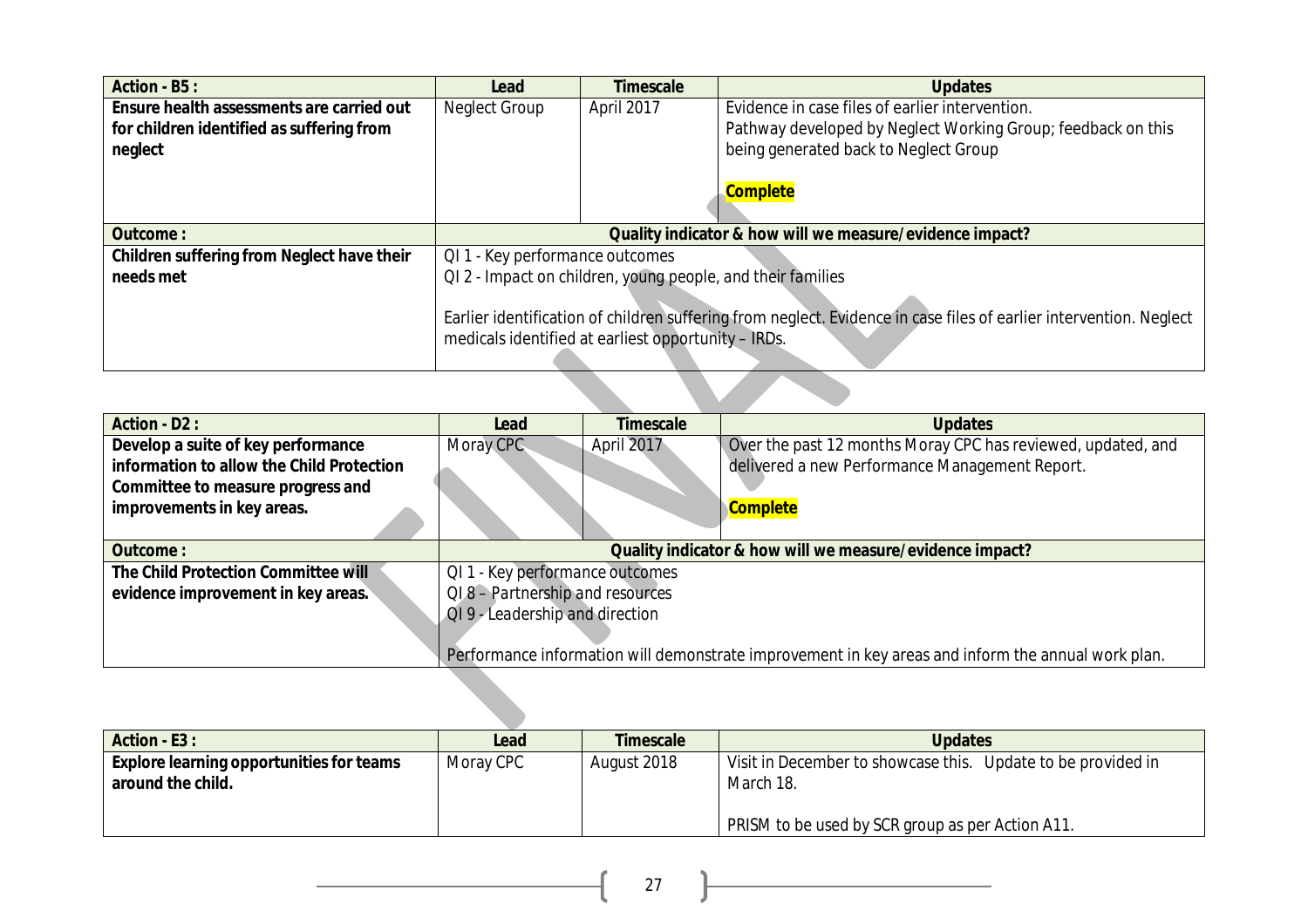| Action - B5 : | Lead | Timescale | Updates |
|---|---|---|---|
| **Ensure health assessments are carried out for children identified as suffering from neglect** | Neglect Group | April 2017 | Evidence in case files of earlier intervention.<br>Pathway developed by Neglect Working Group; feedback on this being generated back to Neglect Group<br><br>**Complete** |
| **Outcome :** | **Quality indicator & how will we measure/evidence impact?** | | |
| **Children suffering from Neglect have their needs met** | QI 1 - Key performance outcomes<br>QI 2 - Impact on children, young people, and their families<br><br>Earlier identification of children suffering from neglect. Evidence in case files of earlier intervention. Neglect medicals identified at earliest opportunity – IRDs. | | |

| Action - D2 : | Lead | Timescale | Updates |
|---|---|---|---|
| **Develop a suite of key performance information to allow the Child Protection Committee to measure progress and improvements in key areas.** | Moray CPC | April 2017 | Over the past 12 months Moray CPC has reviewed, updated, and delivered a new Performance Management Report.<br><br>**Complete** |
| **Outcome :** | **Quality indicator & how will we measure/evidence impact?** | | |
| **The Child Protection Committee will evidence improvement in key areas.** | QI 1 - Key performance outcomes<br>QI 8 – Partnership and resources<br>QI 9 - Leadership and direction<br><br>Performance information will demonstrate improvement in key areas and inform the annual work plan. | | |

| Action - E3 : | Lead | Timescale | Updates |
|---|---|---|---|
| **Explore learning opportunities for teams around the child.** | Moray CPC | August 2018 | Visit in December to showcase this. Update to be provided in March 18.<br><br>PRISM to be used by SCR group as per Action A11. |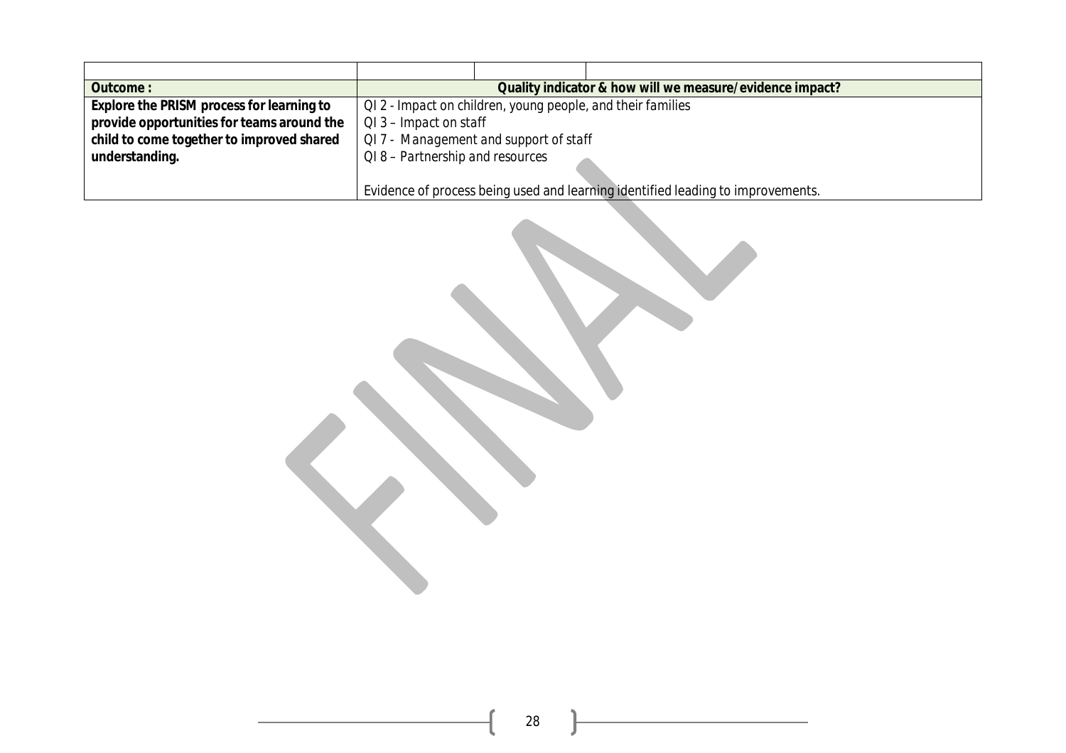| Outcome : | Quality indicator & how will we measure/evidence impact? |
|---|---|
| **Explore the PRISM process for learning to provide opportunities for teams around the child to come together to improved shared understanding.** | QI 2 - Impact on children, young people, and their families<br>QI 3 – Impact on staff<br>QI 7 - Management and support of staff<br>QI 8 – Partnership and resources<br><br>Evidence of process being used and learning identified leading to improvements. |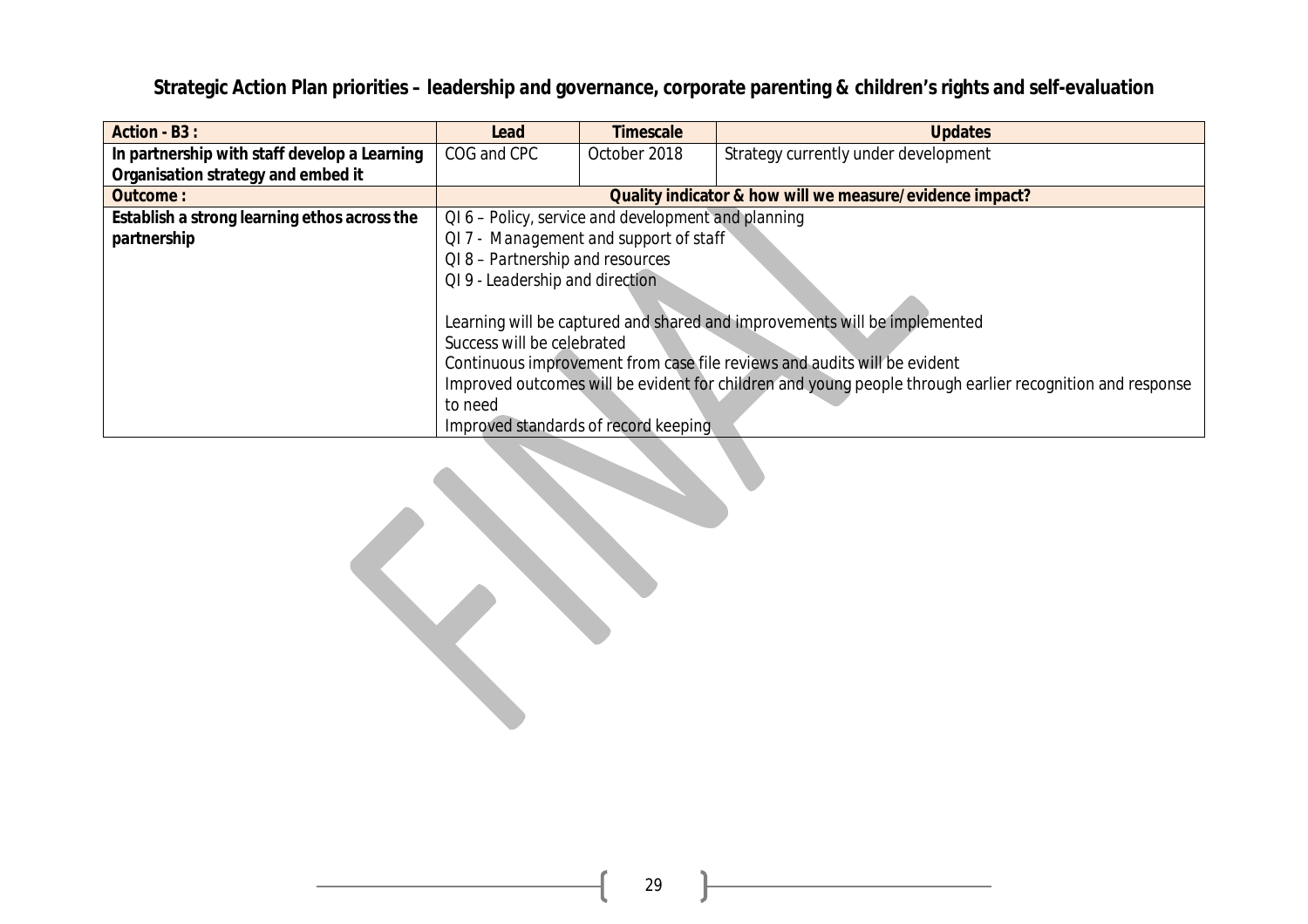**Strategic Action Plan priorities – leadership and governance, corporate parenting & children's rights and self-evaluation**

| **Action - B3 :** | **Lead** | **Timescale** | **Updates** |
|---|---|---|---|
| **In partnership with staff develop a Learning Organisation strategy and embed it** | COG and CPC | October 2018 | Strategy currently under development |
| **Outcome :** | **Quality indicator & how will we measure/evidence impact?** | | |
| **Establish a strong learning ethos across the partnership** | QI 6 – Policy, service and development and planning<br>QI 7 - Management and support of staff<br>QI 8 – Partnership and resources<br>QI 9 - Leadership and direction<br><br>Learning will be captured and shared and improvements will be implemented<br>Success will be celebrated<br>Continuous improvement from case file reviews and audits will be evident<br>Improved outcomes will be evident for children and young people through earlier recognition and response to need<br>Improved standards of record keeping | | |